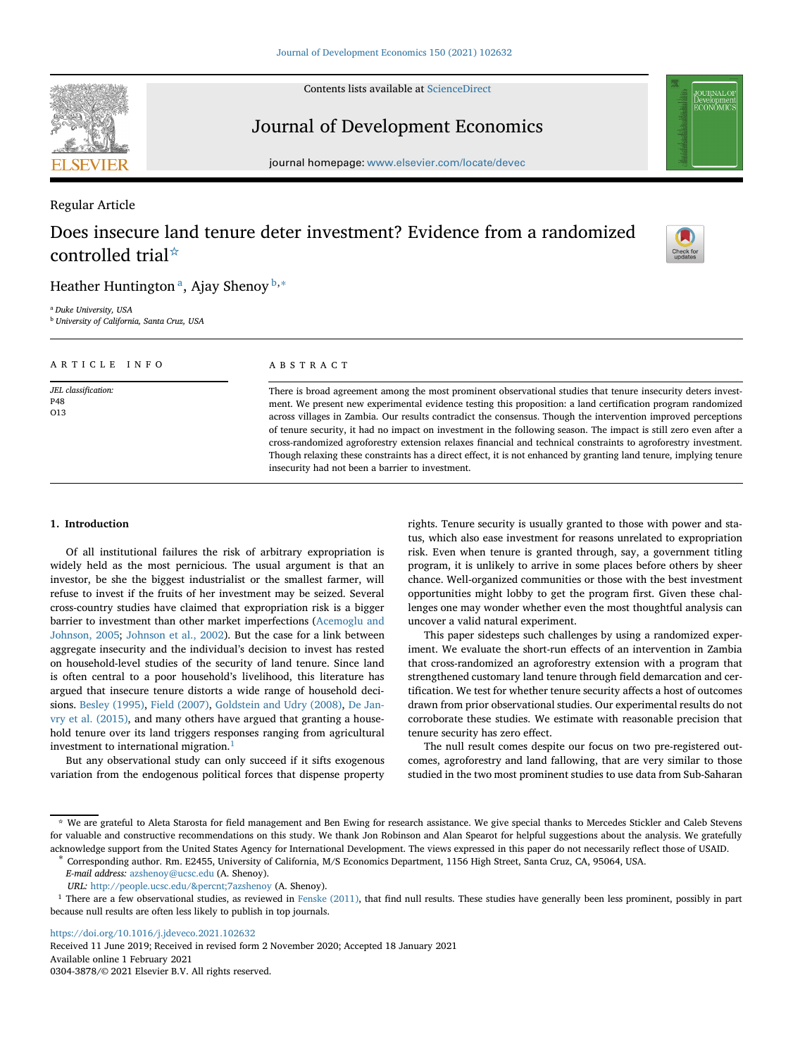Regular Article

# Does insecure land tenure deter investment? Evidence from a randomized controlled trial[☆]

Heather Huntington[a], Ajay Shenoy[b,*]

[a] Duke University, USA
[b] University of California, Santa Cruz, USA

ARTICLE INFO

*JEL classification:*
P48
O13

ABSTRACT

There is broad agreement among the most prominent observational studies that tenure insecurity deters investment. We present new experimental evidence testing this proposition: a land certification program randomized across villages in Zambia. Our results contradict the consensus. Though the intervention improved perceptions of tenure security, it had no impact on investment in the following season. The impact is still zero even after a cross-randomized agroforestry extension relaxes financial and technical constraints to agroforestry investment. Though relaxing these constraints has a direct effect, it is not enhanced by granting land tenure, implying tenure insecurity had not been a barrier to investment.

## 1. Introduction

Of all institutional failures the risk of arbitrary expropriation is widely held as the most pernicious. The usual argument is that an investor, be she the biggest industrialist or the smallest farmer, will refuse to invest if the fruits of her investment may be seized. Several cross-country studies have claimed that expropriation risk is a bigger barrier to investment than other market imperfections (Acemoglu and Johnson, 2005; Johnson et al., 2002). But the case for a link between aggregate insecurity and the individual's decision to invest has rested on household-level studies of the security of land tenure. Since land is often central to a poor household's livelihood, this literature has argued that insecure tenure distorts a wide range of household decisions. Besley (1995), Field (2007), Goldstein and Udry (2008), De Janvry et al. (2015), and many others have argued that granting a household tenure over its land triggers responses ranging from agricultural investment to international migration.[1]

But any observational study can only succeed if it sifts exogenous variation from the endogenous political forces that dispense property rights. Tenure security is usually granted to those with power and status, which also ease investment for reasons unrelated to expropriation risk. Even when tenure is granted through, say, a government titling program, it is unlikely to arrive in some places before others by sheer chance. Well-organized communities or those with the best investment opportunities might lobby to get the program first. Given these challenges one may wonder whether even the most thoughtful analysis can uncover a valid natural experiment.

This paper sidesteps such challenges by using a randomized experiment. We evaluate the short-run effects of an intervention in Zambia that cross-randomized an agroforestry extension with a program that strengthened customary land tenure through field demarcation and certification. We test for whether tenure security affects a host of outcomes drawn from prior observational studies. Our experimental results do not corroborate these studies. We estimate with reasonable precision that tenure security has zero effect.

The null result comes despite our focus on two pre-registered outcomes, agroforestry and land fallowing, that are very similar to those studied in the two most prominent studies to use data from Sub-Saharan

[☆] We are grateful to Aleta Starosta for field management and Ben Ewing for research assistance. We give special thanks to Mercedes Stickler and Caleb Stevens for valuable and constructive recommendations on this study. We thank Jon Robinson and Alan Spearot for helpful suggestions about the analysis. We gratefully acknowledge support from the United States Agency for International Development. The views expressed in this paper do not necessarily reflect those of USAID.

[*] Corresponding author. Rm. E2455, University of California, M/S Economics Department, 1156 High Street, Santa Cruz, CA, 95064, USA.
*E-mail address:* azshenoy@ucsc.edu (A. Shenoy).
*URL:* http://people.ucsc.edu/&percnt;7azshenoy (A. Shenoy).

[1] There are a few observational studies, as reviewed in Fenske (2011), that find null results. These studies have generally been less prominent, possibly in part because null results are often less likely to publish in top journals.

https://doi.org/10.1016/j.jdeveco.2021.102632
Received 11 June 2019; Received in revised form 2 November 2020; Accepted 18 January 2021
Available online 1 February 2021
0304-3878/© 2021 Elsevier B.V. All rights reserved.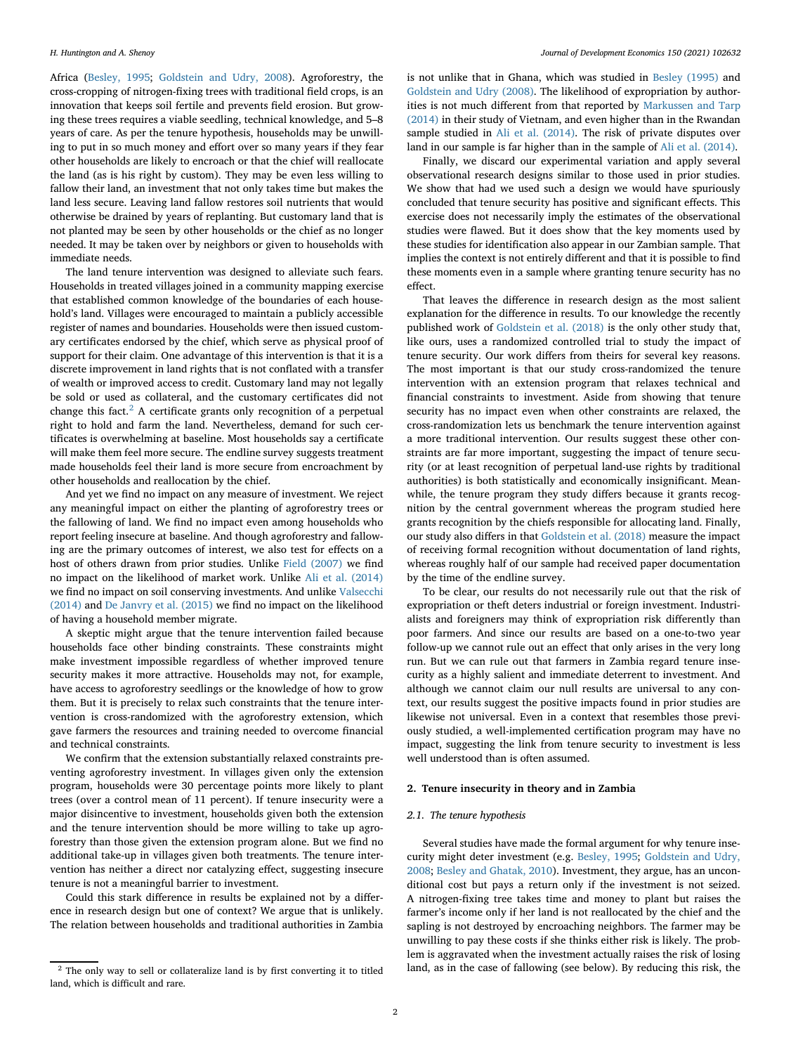Africa (Besley, 1995; Goldstein and Udry, 2008). Agroforestry, the cross-cropping of nitrogen-fixing trees with traditional field crops, is an innovation that keeps soil fertile and prevents field erosion. But growing these trees requires a viable seedling, technical knowledge, and 5–8 years of care. As per the tenure hypothesis, households may be unwilling to put in so much money and effort over so many years if they fear other households are likely to encroach or that the chief will reallocate the land (as is his right by custom). They may be even less willing to fallow their land, an investment that not only takes time but makes the land less secure. Leaving land fallow restores soil nutrients that would otherwise be drained by years of replanting. But customary land that is not planted may be seen by other households or the chief as no longer needed. It may be taken over by neighbors or given to households with immediate needs.

The land tenure intervention was designed to alleviate such fears. Households in treated villages joined in a community mapping exercise that established common knowledge of the boundaries of each household's land. Villages were encouraged to maintain a publicly accessible register of names and boundaries. Households were then issued customary certificates endorsed by the chief, which serve as physical proof of support for their claim. One advantage of this intervention is that it is a discrete improvement in land rights that is not conflated with a transfer of wealth or improved access to credit. Customary land may not legally be sold or used as collateral, and the customary certificates did not change this fact.[2] A certificate grants only recognition of a perpetual right to hold and farm the land. Nevertheless, demand for such certificates is overwhelming at baseline. Most households say a certificate will make them feel more secure. The endline survey suggests treatment made households feel their land is more secure from encroachment by other households and reallocation by the chief.

And yet we find no impact on any measure of investment. We reject any meaningful impact on either the planting of agroforestry trees or the fallowing of land. We find no impact even among households who report feeling insecure at baseline. And though agroforestry and fallowing are the primary outcomes of interest, we also test for effects on a host of others drawn from prior studies. Unlike Field (2007) we find no impact on the likelihood of market work. Unlike Ali et al. (2014) we find no impact on soil conserving investments. And unlike Valsecchi (2014) and De Janvry et al. (2015) we find no impact on the likelihood of having a household member migrate.

A skeptic might argue that the tenure intervention failed because households face other binding constraints. These constraints might make investment impossible regardless of whether improved tenure security makes it more attractive. Households may not, for example, have access to agroforestry seedlings or the knowledge of how to grow them. But it is precisely to relax such constraints that the tenure intervention is cross-randomized with the agroforestry extension, which gave farmers the resources and training needed to overcome financial and technical constraints.

We confirm that the extension substantially relaxed constraints preventing agroforestry investment. In villages given only the extension program, households were 30 percentage points more likely to plant trees (over a control mean of 11 percent). If tenure insecurity were a major disincentive to investment, households given both the extension and the tenure intervention should be more willing to take up agroforestry than those given the extension program alone. But we find no additional take-up in villages given both treatments. The tenure intervention has neither a direct nor catalyzing effect, suggesting insecure tenure is not a meaningful barrier to investment.

Could this stark difference in results be explained not by a difference in research design but one of context? We argue that is unlikely. The relation between households and traditional authorities in Zambia is not unlike that in Ghana, which was studied in Besley (1995) and Goldstein and Udry (2008). The likelihood of expropriation by authorities is not much different from that reported by Markussen and Tarp (2014) in their study of Vietnam, and even higher than in the Rwandan sample studied in Ali et al. (2014). The risk of private disputes over land in our sample is far higher than in the sample of Ali et al. (2014).

Finally, we discard our experimental variation and apply several observational research designs similar to those used in prior studies. We show that had we used such a design we would have spuriously concluded that tenure security has positive and significant effects. This exercise does not necessarily imply the estimates of the observational studies were flawed. But it does show that the key moments used by these studies for identification also appear in our Zambian sample. That implies the context is not entirely different and that it is possible to find these moments even in a sample where granting tenure security has no effect.

That leaves the difference in research design as the most salient explanation for the difference in results. To our knowledge the recently published work of Goldstein et al. (2018) is the only other study that, like ours, uses a randomized controlled trial to study the impact of tenure security. Our work differs from theirs for several key reasons. The most important is that our study cross-randomized the tenure intervention with an extension program that relaxes technical and financial constraints to investment. Aside from showing that tenure security has no impact even when other constraints are relaxed, the cross-randomization lets us benchmark the tenure intervention against a more traditional intervention. Our results suggest these other constraints are far more important, suggesting the impact of tenure security (or at least recognition of perpetual land-use rights by traditional authorities) is both statistically and economically insignificant. Meanwhile, the tenure program they study differs because it grants recognition by the central government whereas the program studied here grants recognition by the chiefs responsible for allocating land. Finally, our study also differs in that Goldstein et al. (2018) measure the impact of receiving formal recognition without documentation of land rights, whereas roughly half of our sample had received paper documentation by the time of the endline survey.

To be clear, our results do not necessarily rule out that the risk of expropriation or theft deters industrial or foreign investment. Industrialists and foreigners may think of expropriation risk differently than poor farmers. And since our results are based on a one-to-two year follow-up we cannot rule out an effect that only arises in the very long run. But we can rule out that farmers in Zambia regard tenure insecurity as a highly salient and immediate deterrent to investment. And although we cannot claim our null results are universal to any context, our results suggest the positive impacts found in prior studies are likewise not universal. Even in a context that resembles those previously studied, a well-implemented certification program may have no impact, suggesting the link from tenure security to investment is less well understood than is often assumed.

## 2. Tenure insecurity in theory and in Zambia

### 2.1. The tenure hypothesis

Several studies have made the formal argument for why tenure insecurity might deter investment (e.g. Besley, 1995; Goldstein and Udry, 2008; Besley and Ghatak, 2010). Investment, they argue, has an unconditional cost but pays a return only if the investment is not seized. A nitrogen-fixing tree takes time and money to plant but raises the farmer's income only if her land is not reallocated by the chief and the sapling is not destroyed by encroaching neighbors. The farmer may be unwilling to pay these costs if she thinks either risk is likely. The problem is aggravated when the investment actually raises the risk of losing land, as in the case of fallowing (see below). By reducing this risk, the

[2] The only way to sell or collateralize land is by first converting it to titled land, which is difficult and rare.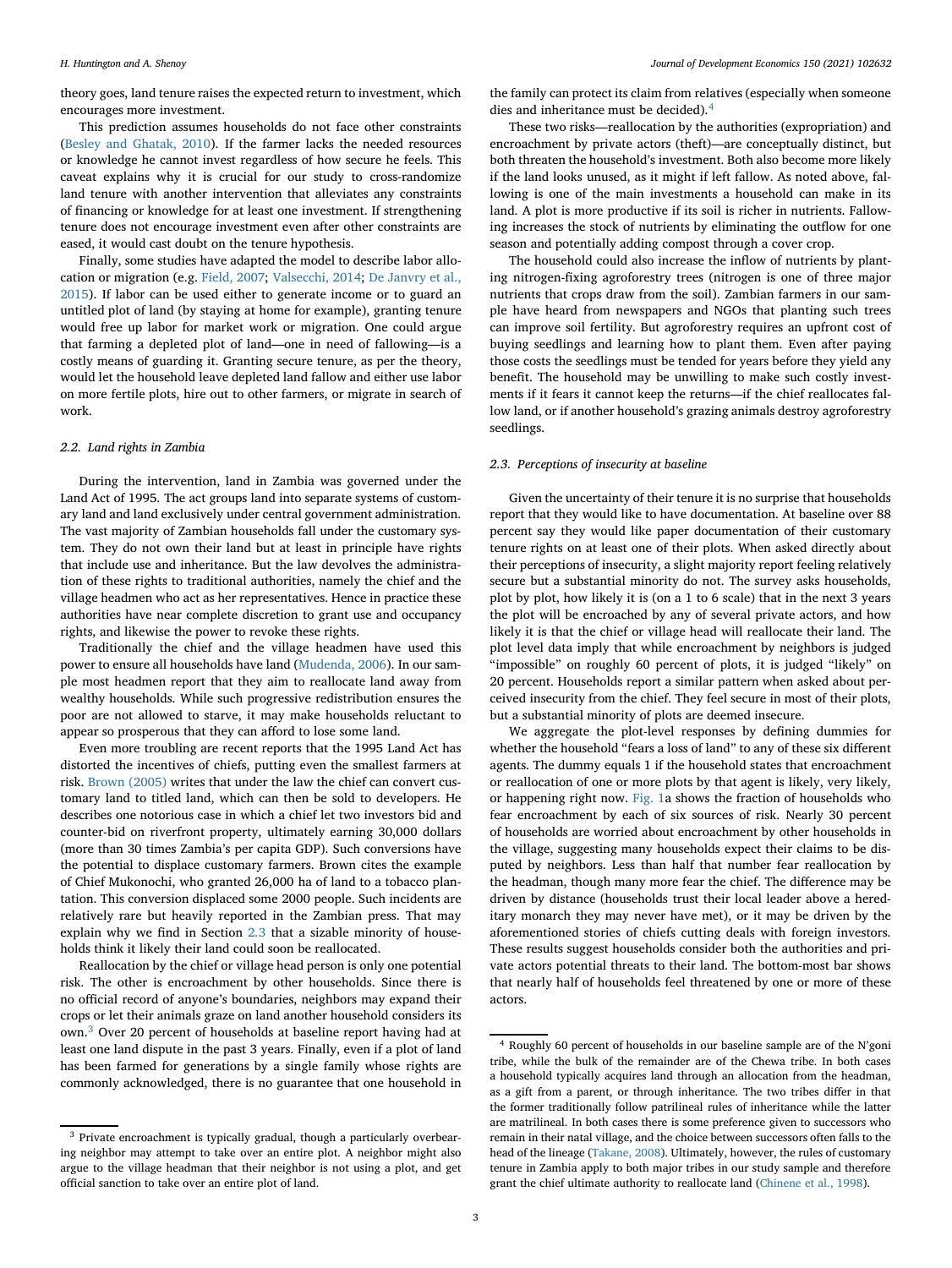theory goes, land tenure raises the expected return to investment, which encourages more investment.

This prediction assumes households do not face other constraints (Besley and Ghatak, 2010). If the farmer lacks the needed resources or knowledge he cannot invest regardless of how secure he feels. This caveat explains why it is crucial for our study to cross-randomize land tenure with another intervention that alleviates any constraints of financing or knowledge for at least one investment. If strengthening tenure does not encourage investment even after other constraints are eased, it would cast doubt on the tenure hypothesis.

Finally, some studies have adapted the model to describe labor allocation or migration (e.g. Field, 2007; Valsecchi, 2014; De Janvry et al., 2015). If labor can be used either to generate income or to guard an untitled plot of land (by staying at home for example), granting tenure would free up labor for market work or migration. One could argue that farming a depleted plot of land—one in need of fallowing—is a costly means of guarding it. Granting secure tenure, as per the theory, would let the household leave depleted land fallow and either use labor on more fertile plots, hire out to other farmers, or migrate in search of work.

### 2.2. Land rights in Zambia

During the intervention, land in Zambia was governed under the Land Act of 1995. The act groups land into separate systems of customary land and land exclusively under central government administration. The vast majority of Zambian households fall under the customary system. They do not own their land but at least in principle have rights that include use and inheritance. But the law devolves the administration of these rights to traditional authorities, namely the chief and the village headmen who act as her representatives. Hence in practice these authorities have near complete discretion to grant use and occupancy rights, and likewise the power to revoke these rights.

Traditionally the chief and the village headmen have used this power to ensure all households have land (Mudenda, 2006). In our sample most headmen report that they aim to reallocate land away from wealthy households. While such progressive redistribution ensures the poor are not allowed to starve, it may make households reluctant to appear so prosperous that they can afford to lose some land.

Even more troubling are recent reports that the 1995 Land Act has distorted the incentives of chiefs, putting even the smallest farmers at risk. Brown (2005) writes that under the law the chief can convert customary land to titled land, which can then be sold to developers. He describes one notorious case in which a chief let two investors bid and counter-bid on riverfront property, ultimately earning 30,000 dollars (more than 30 times Zambia's per capita GDP). Such conversions have the potential to displace customary farmers. Brown cites the example of Chief Mukonochi, who granted 26,000 ha of land to a tobacco plantation. This conversion displaced some 2000 people. Such incidents are relatively rare but heavily reported in the Zambian press. That may explain why we find in Section 2.3 that a sizable minority of households think it likely their land could soon be reallocated.

Reallocation by the chief or village head person is only one potential risk. The other is encroachment by other households. Since there is no official record of anyone's boundaries, neighbors may expand their crops or let their animals graze on land another household considers its own.[3] Over 20 percent of households at baseline report having had at least one land dispute in the past 3 years. Finally, even if a plot of land has been farmed for generations by a single family whose rights are commonly acknowledged, there is no guarantee that one household in the family can protect its claim from relatives (especially when someone dies and inheritance must be decided).[4]

These two risks—reallocation by the authorities (expropriation) and encroachment by private actors (theft)—are conceptually distinct, but both threaten the household's investment. Both also become more likely if the land looks unused, as it might if left fallow. As noted above, fallowing is one of the main investments a household can make in its land. A plot is more productive if its soil is richer in nutrients. Fallowing increases the stock of nutrients by eliminating the outflow for one season and potentially adding compost through a cover crop.

The household could also increase the inflow of nutrients by planting nitrogen-fixing agroforestry trees (nitrogen is one of three major nutrients that crops draw from the soil). Zambian farmers in our sample have heard from newspapers and NGOs that planting such trees can improve soil fertility. But agroforestry requires an upfront cost of buying seedlings and learning how to plant them. Even after paying those costs the seedlings must be tended for years before they yield any benefit. The household may be unwilling to make such costly investments if it fears it cannot keep the returns—if the chief reallocates fallow land, or if another household's grazing animals destroy agroforestry seedlings.

### 2.3. Perceptions of insecurity at baseline

Given the uncertainty of their tenure it is no surprise that households report that they would like to have documentation. At baseline over 88 percent say they would like paper documentation of their customary tenure rights on at least one of their plots. When asked directly about their perceptions of insecurity, a slight majority report feeling relatively secure but a substantial minority do not. The survey asks households, plot by plot, how likely it is (on a 1 to 6 scale) that in the next 3 years the plot will be encroached by any of several private actors, and how likely it is that the chief or village head will reallocate their land. The plot level data imply that while encroachment by neighbors is judged "impossible" on roughly 60 percent of plots, it is judged "likely" on 20 percent. Households report a similar pattern when asked about perceived insecurity from the chief. They feel secure in most of their plots, but a substantial minority of plots are deemed insecure.

We aggregate the plot-level responses by defining dummies for whether the household "fears a loss of land" to any of these six different agents. The dummy equals 1 if the household states that encroachment or reallocation of one or more plots by that agent is likely, very likely, or happening right now. Fig. 1a shows the fraction of households who fear encroachment by each of six sources of risk. Nearly 30 percent of households are worried about encroachment by other households in the village, suggesting many households expect their claims to be disputed by neighbors. Less than half that number fear reallocation by the headman, though many more fear the chief. The difference may be driven by distance (households trust their local leader above a hereditary monarch they may never have met), or it may be driven by the aforementioned stories of chiefs cutting deals with foreign investors. These results suggest households consider both the authorities and private actors potential threats to their land. The bottom-most bar shows that nearly half of households feel threatened by one or more of these actors.

---

[3] Private encroachment is typically gradual, though a particularly overbearing neighbor may attempt to take over an entire plot. A neighbor might also argue to the village headman that their neighbor is not using a plot, and get official sanction to take over an entire plot of land.

[4] Roughly 60 percent of households in our baseline sample are of the N'goni tribe, while the bulk of the remainder are of the Chewa tribe. In both cases a household typically acquires land through an allocation from the headman, as a gift from a parent, or through inheritance. The two tribes differ in that the former traditionally follow patrilineal rules of inheritance while the latter are matrilineal. In both cases there is some preference given to successors who remain in their natal village, and the choice between successors often falls to the head of the lineage (Takane, 2008). Ultimately, however, the rules of customary tenure in Zambia apply to both major tribes in our study sample and therefore grant the chief ultimate authority to reallocate land (Chinene et al., 1998).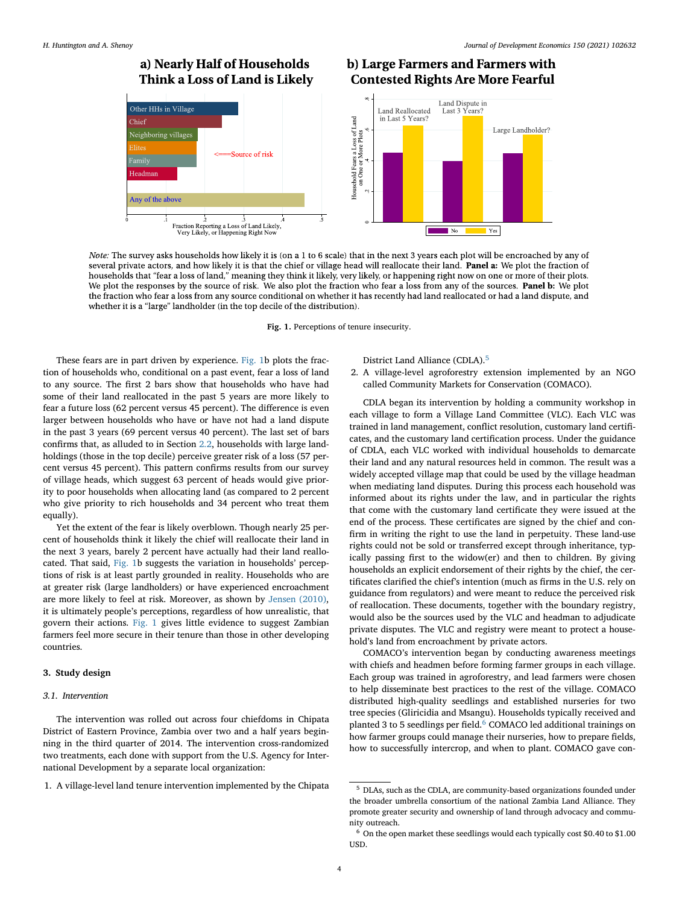**a) Nearly Half of Households Think a Loss of Land is Likely**

**b) Large Farmers and Farmers with Contested Rights Are More Fearful**

*Note:* The survey asks households how likely it is (on a 1 to 6 scale) that in the next 3 years each plot will be encroached by any of several private actors, and how likely it is that the chief or village head will reallocate their land. **Panel a:** We plot the fraction of households that "fear a loss of land," meaning they think it likely, very likely, or happening right now on one or more of their plots. We plot the responses by the source of risk. We also plot the fraction who fear a loss from any of the sources. **Panel b:** We plot the fraction who fear a loss from any source conditional on whether it has recently had land reallocated or had a land dispute, and whether it is a "large" landholder (in the top decile of the distribution).

**Fig. 1.** Perceptions of tenure insecurity.

These fears are in part driven by experience. Fig. 1b plots the fraction of households who, conditional on a past event, fear a loss of land to any source. The first 2 bars show that households who have had some of their land reallocated in the past 5 years are more likely to fear a future loss (62 percent versus 45 percent). The difference is even larger between households who have or have not had a land dispute in the past 3 years (69 percent versus 40 percent). The last set of bars confirms that, as alluded to in Section 2.2, households with large landholdings (those in the top decile) perceive greater risk of a loss (57 percent versus 45 percent). This pattern confirms results from our survey of village heads, which suggest 63 percent of heads would give priority to poor households when allocating land (as compared to 2 percent who give priority to rich households and 34 percent who treat them equally).

Yet the extent of the fear is likely overblown. Though nearly 25 percent of households think it likely the chief will reallocate their land in the next 3 years, barely 2 percent have actually had their land reallocated. That said, Fig. 1b suggests the variation in households' perceptions of risk is at least partly grounded in reality. Households who are at greater risk (large landholders) or have experienced encroachment are more likely to feel at risk. Moreover, as shown by Jensen (2010), it is ultimately people's perceptions, regardless of how unrealistic, that govern their actions. Fig. 1 gives little evidence to suggest Zambian farmers feel more secure in their tenure than those in other developing countries.

## 3. Study design

### 3.1. Intervention

The intervention was rolled out across four chiefdoms in Chipata District of Eastern Province, Zambia over two and a half years beginning in the third quarter of 2014. The intervention cross-randomized two treatments, each done with support from the U.S. Agency for International Development by a separate local organization:

1. A village-level land tenure intervention implemented by the Chipata District Land Alliance (CDLA).[5]
2. A village-level agroforestry extension implemented by an NGO called Community Markets for Conservation (COMACO).

CDLA began its intervention by holding a community workshop in each village to form a Village Land Committee (VLC). Each VLC was trained in land management, conflict resolution, customary land certificates, and the customary land certification process. Under the guidance of CDLA, each VLC worked with individual households to demarcate their land and any natural resources held in common. The result was a widely accepted village map that could be used by the village headman when mediating land disputes. During this process each household was informed about its rights under the law, and in particular the rights that come with the customary land certificate they were issued at the end of the process. These certificates are signed by the chief and confirm in writing the right to use the land in perpetuity. These land-use rights could not be sold or transferred except through inheritance, typically passing first to the widow(er) and then to children. By giving households an explicit endorsement of their rights by the chief, the certificates clarified the chief's intention (much as firms in the U.S. rely on guidance from regulators) and were meant to reduce the perceived risk of reallocation. These documents, together with the boundary registry, would also be the sources used by the VLC and headman to adjudicate private disputes. The VLC and registry were meant to protect a household's land from encroachment by private actors.

COMACO's intervention began by conducting awareness meetings with chiefs and headmen before forming farmer groups in each village. Each group was trained in agroforestry, and lead farmers were chosen to help disseminate best practices to the rest of the village. COMACO distributed high-quality seedlings and established nurseries for two tree species (Gliricidia and Msangu). Households typically received and planted 3 to 5 seedlings per field.[6] COMACO led additional trainings on how farmer groups could manage their nurseries, how to prepare fields, how to successfully intercrop, and when to plant. COMACO gave con-

[5] DLAs, such as the CDLA, are community-based organizations founded under the broader umbrella consortium of the national Zambia Land Alliance. They promote greater security and ownership of land through advocacy and community outreach.

[6] On the open market these seedlings would each typically cost $0.40 to $1.00 USD.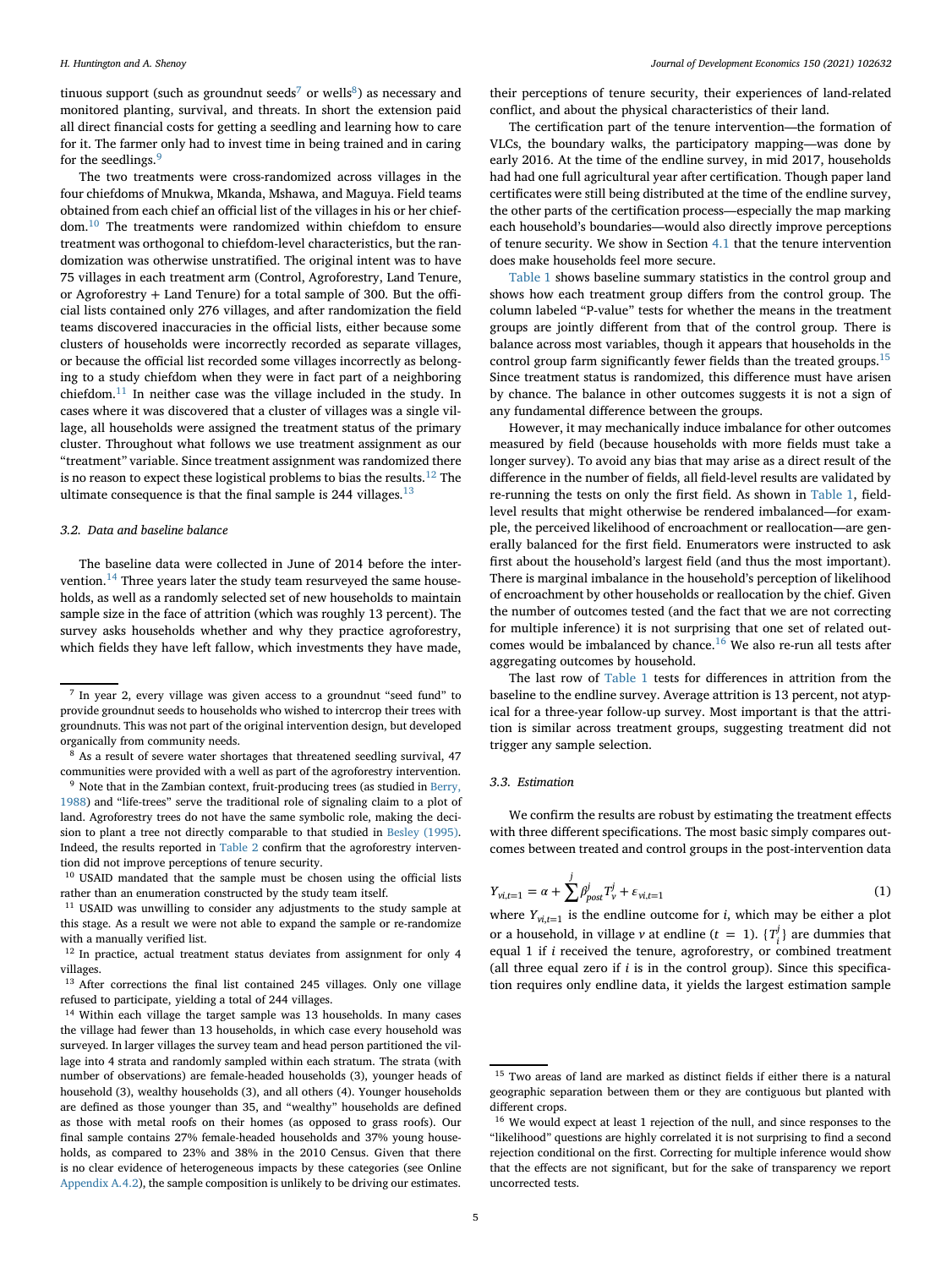tinuous support (such as groundnut seeds[7] or wells[8]) as necessary and monitored planting, survival, and threats. In short the extension paid all direct financial costs for getting a seedling and learning how to care for it. The farmer only had to invest time in being trained and in caring for the seedlings.[9]

The two treatments were cross-randomized across villages in the four chiefdoms of Mnukwa, Mkanda, Mshawa, and Maguya. Field teams obtained from each chief an official list of the villages in his or her chiefdom.[10] The treatments were randomized within chiefdom to ensure treatment was orthogonal to chiefdom-level characteristics, but the randomization was otherwise unstratified. The original intent was to have 75 villages in each treatment arm (Control, Agroforestry, Land Tenure, or Agroforestry + Land Tenure) for a total sample of 300. But the official lists contained only 276 villages, and after randomization the field teams discovered inaccuracies in the official lists, either because some clusters of households were incorrectly recorded as separate villages, or because the official list recorded some villages incorrectly as belonging to a study chiefdom when they were in fact part of a neighboring chiefdom.[11] In neither case was the village included in the study. In cases where it was discovered that a cluster of villages was a single village, all households were assigned the treatment status of the primary cluster. Throughout what follows we use treatment assignment as our "treatment" variable. Since treatment assignment was randomized there is no reason to expect these logistical problems to bias the results.[12] The ultimate consequence is that the final sample is 244 villages.[13]

### 3.2. Data and baseline balance

The baseline data were collected in June of 2014 before the intervention.[14] Three years later the study team resurveyed the same households, as well as a randomly selected set of new households to maintain sample size in the face of attrition (which was roughly 13 percent). The survey asks households whether and why they practice agroforestry, which fields they have left fallow, which investments they have made, their perceptions of tenure security, their experiences of land-related conflict, and about the physical characteristics of their land.

The certification part of the tenure intervention—the formation of VLCs, the boundary walks, the participatory mapping—was done by early 2016. At the time of the endline survey, in mid 2017, households had had one full agricultural year after certification. Though paper land certificates were still being distributed at the time of the endline survey, the other parts of the certification process—especially the map marking each household's boundaries—would also directly improve perceptions of tenure security. We show in Section 4.1 that the tenure intervention does make households feel more secure.

Table 1 shows baseline summary statistics in the control group and shows how each treatment group differs from the control group. The column labeled "P-value" tests for whether the means in the treatment groups are jointly different from that of the control group. There is balance across most variables, though it appears that households in the control group farm significantly fewer fields than the treated groups.[15] Since treatment status is randomized, this difference must have arisen by chance. The balance in other outcomes suggests it is not a sign of any fundamental difference between the groups.

However, it may mechanically induce imbalance for other outcomes measured by field (because households with more fields must take a longer survey). To avoid any bias that may arise as a direct result of the difference in the number of fields, all field-level results are validated by re-running the tests on only the first field. As shown in Table 1, field-level results that might otherwise be rendered imbalanced—for example, the perceived likelihood of encroachment or reallocation—are generally balanced for the first field. Enumerators were instructed to ask first about the household's largest field (and thus the most important). There is marginal imbalance in the household's perception of likelihood of encroachment by other households or reallocation by the chief. Given the number of outcomes tested (and the fact that we are not correcting for multiple inference) it is not surprising that one set of related outcomes would be imbalanced by chance.[16] We also re-run all tests after aggregating outcomes by household.

The last row of Table 1 tests for differences in attrition from the baseline to the endline survey. Average attrition is 13 percent, not atypical for a three-year follow-up survey. Most important is that the attrition is similar across treatment groups, suggesting treatment did not trigger any sample selection.

### 3.3. Estimation

We confirm the results are robust by estimating the treatment effects with three different specifications. The most basic simply compares outcomes between treated and control groups in the post-intervention data

$$Y_{vi,t=1} = \alpha + \sum^{j} \beta^{j}_{post} T^{j}_{v} + \varepsilon_{vi,t=1} \tag{1}$$

where $Y_{vi,t=1}$ is the endline outcome for $i$, which may be either a plot or a household, in village $v$ at endline ($t = 1$). $\{T^{j}_{i}\}$ are dummies that equal 1 if $i$ received the tenure, agroforestry, or combined treatment (all three equal zero if $i$ is in the control group). Since this specification requires only endline data, it yields the largest estimation sample

---

[7] In year 2, every village was given access to a groundnut "seed fund" to provide groundnut seeds to households who wished to intercrop their trees with groundnuts. This was not part of the original intervention design, but developed organically from community needs.

[8] As a result of severe water shortages that threatened seedling survival, 47 communities were provided with a well as part of the agroforestry intervention.

[9] Note that in the Zambian context, fruit-producing trees (as studied in Berry, 1988) and "life-trees" serve the traditional role of signaling claim to a plot of land. Agroforestry trees do not have the same symbolic role, making the decision to plant a tree not directly comparable to that studied in Besley (1995). Indeed, the results reported in Table 2 confirm that the agroforestry intervention did not improve perceptions of tenure security.

[10] USAID mandated that the sample must be chosen using the official lists rather than an enumeration constructed by the study team itself.

[11] USAID was unwilling to consider any adjustments to the study sample at this stage. As a result we were not able to expand the sample or re-randomize with a manually verified list.

[12] In practice, actual treatment status deviates from assignment for only 4 villages.

[13] After corrections the final list contained 245 villages. Only one village refused to participate, yielding a total of 244 villages.

[14] Within each village the target sample was 13 households. In many cases the village had fewer than 13 households, in which case every household was surveyed. In larger villages the survey team and head person partitioned the village into 4 strata and randomly sampled within each stratum. The strata (with number of observations) are female-headed households (3), younger heads of household (3), wealthy households (3), and all others (4). Younger households are defined as those younger than 35, and "wealthy" households are defined as those with metal roofs on their homes (as opposed to grass roofs). Our final sample contains 27% female-headed households and 37% young households, as compared to 23% and 38% in the 2010 Census. Given that there is no clear evidence of heterogeneous impacts by these categories (see Online Appendix A.4.2), the sample composition is unlikely to be driving our estimates.

[15] Two areas of land are marked as distinct fields if either there is a natural geographic separation between them or they are contiguous but planted with different crops.

[16] We would expect at least 1 rejection of the null, and since responses to the "likelihood" questions are highly correlated it is not surprising to find a second rejection conditional on the first. Correcting for multiple inference would show that the effects are not significant, but for the sake of transparency we report uncorrected tests.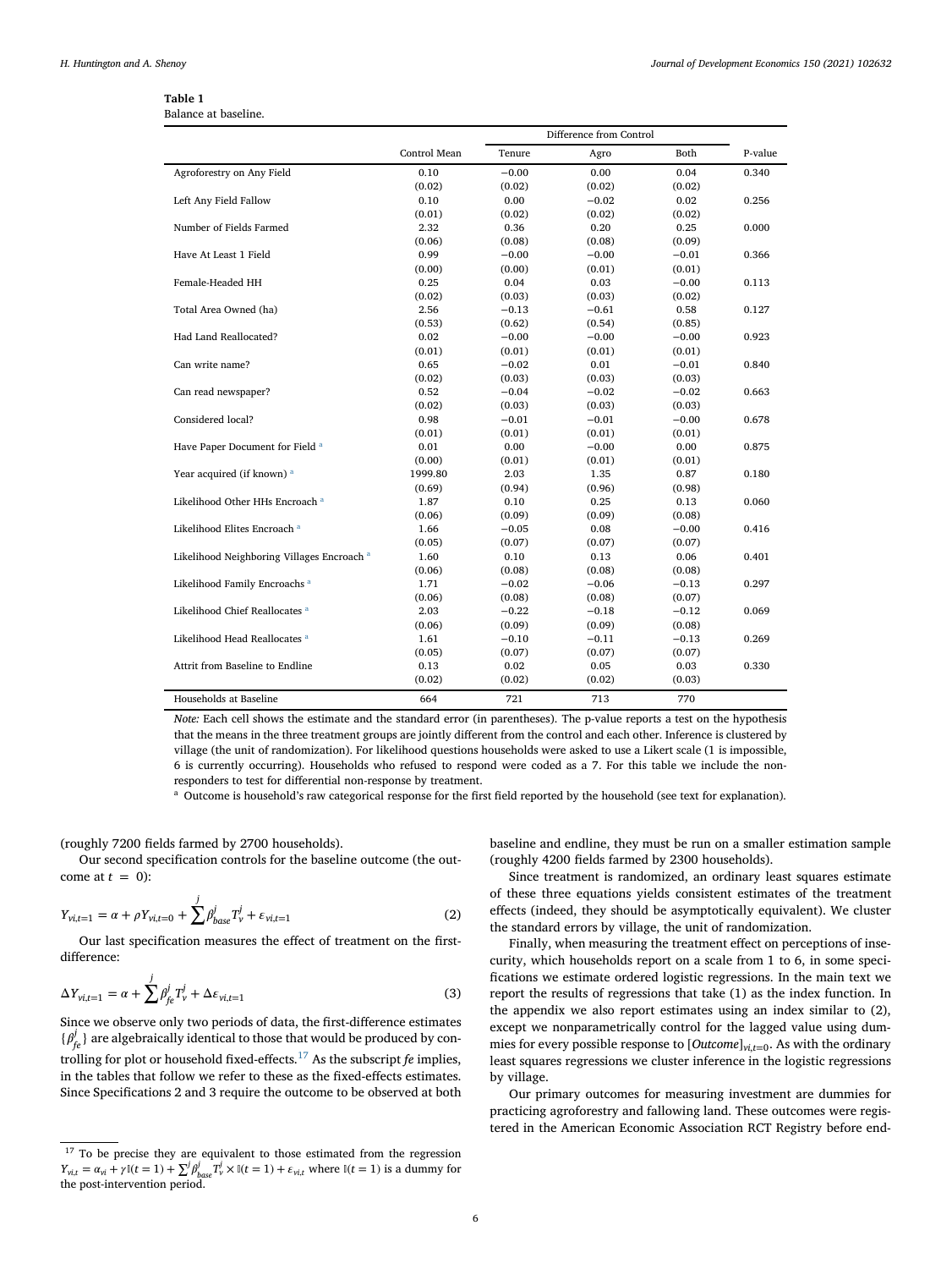**Table 1**
Balance at baseline.

| | Control Mean | Difference from Control | | | P-value |
|---|---|---|---|---|---|
| | | Tenure | Agro | Both | |
| Agroforestry on Any Field | 0.10 | −0.00 | 0.00 | 0.04 | 0.340 |
| | (0.02) | (0.02) | (0.02) | (0.02) | |
| Left Any Field Fallow | 0.10 | 0.00 | −0.02 | 0.02 | 0.256 |
| | (0.01) | (0.02) | (0.02) | (0.02) | |
| Number of Fields Farmed | 2.32 | 0.36 | 0.20 | 0.25 | 0.000 |
| | (0.06) | (0.08) | (0.08) | (0.09) | |
| Have At Least 1 Field | 0.99 | −0.00 | −0.00 | −0.01 | 0.366 |
| | (0.00) | (0.00) | (0.01) | (0.01) | |
| Female-Headed HH | 0.25 | 0.04 | 0.03 | −0.00 | 0.113 |
| | (0.02) | (0.03) | (0.03) | (0.02) | |
| Total Area Owned (ha) | 2.56 | −0.13 | −0.61 | 0.58 | 0.127 |
| | (0.53) | (0.62) | (0.54) | (0.85) | |
| Had Land Reallocated? | 0.02 | −0.00 | −0.00 | −0.00 | 0.923 |
| | (0.01) | (0.01) | (0.01) | (0.01) | |
| Can write name? | 0.65 | −0.02 | 0.01 | −0.01 | 0.840 |
| | (0.02) | (0.03) | (0.03) | (0.03) | |
| Can read newspaper? | 0.52 | −0.04 | −0.02 | −0.02 | 0.663 |
| | (0.02) | (0.03) | (0.03) | (0.03) | |
| Considered local? | 0.98 | −0.01 | −0.01 | −0.00 | 0.678 |
| | (0.01) | (0.01) | (0.01) | (0.01) | |
| Have Paper Document for Field [a] | 0.01 | 0.00 | −0.00 | 0.00 | 0.875 |
| | (0.00) | (0.01) | (0.01) | (0.01) | |
| Year acquired (if known) [a] | 1999.80 | 2.03 | 1.35 | 0.87 | 0.180 |
| | (0.69) | (0.94) | (0.96) | (0.98) | |
| Likelihood Other HHs Encroach [a] | 1.87 | 0.10 | 0.25 | 0.13 | 0.060 |
| | (0.06) | (0.09) | (0.09) | (0.08) | |
| Likelihood Elites Encroach [a] | 1.66 | −0.05 | 0.08 | −0.00 | 0.416 |
| | (0.05) | (0.07) | (0.07) | (0.07) | |
| Likelihood Neighboring Villages Encroach [a] | 1.60 | 0.10 | 0.13 | 0.06 | 0.401 |
| | (0.06) | (0.08) | (0.08) | (0.08) | |
| Likelihood Family Encroachs [a] | 1.71 | −0.02 | −0.06 | −0.13 | 0.297 |
| | (0.06) | (0.08) | (0.08) | (0.07) | |
| Likelihood Chief Reallocates [a] | 2.03 | −0.22 | −0.18 | −0.12 | 0.069 |
| | (0.06) | (0.09) | (0.09) | (0.08) | |
| Likelihood Head Reallocates [a] | 1.61 | −0.10 | −0.11 | −0.13 | 0.269 |
| | (0.05) | (0.07) | (0.07) | (0.07) | |
| Attrit from Baseline to Endline | 0.13 | 0.02 | 0.05 | 0.03 | 0.330 |
| | (0.02) | (0.02) | (0.02) | (0.03) | |
| Households at Baseline | 664 | 721 | 713 | 770 | |

*Note:* Each cell shows the estimate and the standard error (in parentheses). The p-value reports a test on the hypothesis that the means in the three treatment groups are jointly different from the control and each other. Inference is clustered by village (the unit of randomization). For likelihood questions households were asked to use a Likert scale (1 is impossible, 6 is currently occurring). Households who refused to respond were coded as a 7. For this table we include the non-responders to test for differential non-response by treatment.

[a] Outcome is household's raw categorical response for the first field reported by the household (see text for explanation).

(roughly 7200 fields farmed by 2700 households).

Our second specification controls for the baseline outcome (the outcome at $t = 0$):

$$Y_{vi,t=1} = \alpha + \rho Y_{vi,t=0} + \sum^{j} \beta^{j}_{base} T^{j}_{v} + \epsilon_{vi,t=1} \quad (2)$$

Our last specification measures the effect of treatment on the first-difference:

$$\Delta Y_{vi,t=1} = \alpha + \sum^{j} \beta^{j}_{fe} T^{j}_{v} + \Delta\epsilon_{vi,t=1} \quad (3)$$

Since we observe only two periods of data, the first-difference estimates $\{\beta^{j}_{fe}\}$ are algebraically identical to those that would be produced by controlling for plot or household fixed-effects.[17] As the subscript *fe* implies, in the tables that follow we refer to these as the fixed-effects estimates. Since Specifications 2 and 3 require the outcome to be observed at both baseline and endline, they must be run on a smaller estimation sample (roughly 4200 fields farmed by 2300 households).

Since treatment is randomized, an ordinary least squares estimate of these three equations yields consistent estimates of the treatment effects (indeed, they should be asymptotically equivalent). We cluster the standard errors by village, the unit of randomization.

Finally, when measuring the treatment effect on perceptions of insecurity, which households report on a scale from 1 to 6, in some specifications we estimate ordered logistic regressions. In the main text we report the results of regressions that take (1) as the index function. In the appendix we also report estimates using an index similar to (2), except we nonparametrically control for the lagged value using dummies for every possible response to $[Outcome]_{vi,t=0}$. As with the ordinary least squares regressions we cluster inference in the logistic regressions by village.

Our primary outcomes for measuring investment are dummies for practicing agroforestry and fallowing land. These outcomes were registered in the American Economic Association RCT Registry before end-

[17] To be precise they are equivalent to those estimated from the regression $Y_{vi,t} = \alpha_{vi} + \gamma \mathbb{I}(t=1) + \sum^{j} \beta^{j}_{base} T^{j}_{v} \times \mathbb{I}(t=1) + \epsilon_{vi,t}$ where $\mathbb{I}(t=1)$ is a dummy for the post-intervention period.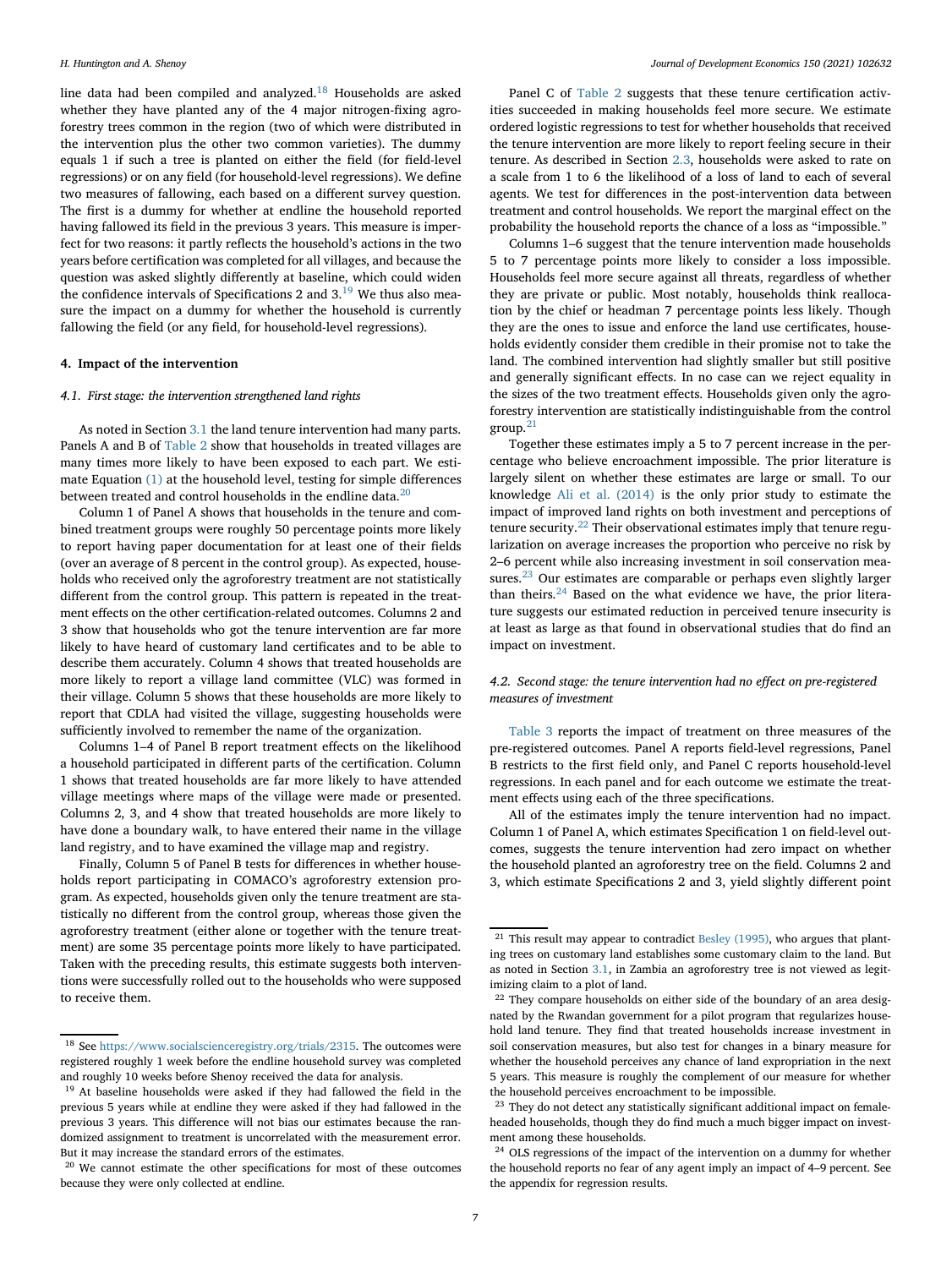line data had been compiled and analyzed.[18] Households are asked whether they have planted any of the 4 major nitrogen-fixing agroforestry trees common in the region (two of which were distributed in the intervention plus the other two common varieties). The dummy equals 1 if such a tree is planted on either the field (for field-level regressions) or on any field (for household-level regressions). We define two measures of fallowing, each based on a different survey question. The first is a dummy for whether at endline the household reported having fallowed its field in the previous 3 years. This measure is imperfect for two reasons: it partly reflects the household's actions in the two years before certification was completed for all villages, and because the question was asked slightly differently at baseline, which could widen the confidence intervals of Specifications 2 and 3.[19] We thus also measure the impact on a dummy for whether the household is currently fallowing the field (or any field, for household-level regressions).

## 4. Impact of the intervention

### 4.1. First stage: the intervention strengthened land rights

As noted in Section 3.1 the land tenure intervention had many parts. Panels A and B of Table 2 show that households in treated villages are many times more likely to have been exposed to each part. We estimate Equation (1) at the household level, testing for simple differences between treated and control households in the endline data.[20]

Column 1 of Panel A shows that households in the tenure and combined treatment groups were roughly 50 percentage points more likely to report having paper documentation for at least one of their fields (over an average of 8 percent in the control group). As expected, households who received only the agroforestry treatment are not statistically different from the control group. This pattern is repeated in the treatment effects on the other certification-related outcomes. Columns 2 and 3 show that households who got the tenure intervention are far more likely to have heard of customary land certificates and to be able to describe them accurately. Column 4 shows that treated households are more likely to report a village land committee (VLC) was formed in their village. Column 5 shows that these households are more likely to report that CDLA had visited the village, suggesting households were sufficiently involved to remember the name of the organization.

Columns 1–4 of Panel B report treatment effects on the likelihood a household participated in different parts of the certification. Column 1 shows that treated households are far more likely to have attended village meetings where maps of the village were made or presented. Columns 2, 3, and 4 show that treated households are more likely to have done a boundary walk, to have entered their name in the village land registry, and to have examined the village map and registry.

Finally, Column 5 of Panel B tests for differences in whether households report participating in COMACO's agroforestry extension program. As expected, households given only the tenure treatment are statistically no different from the control group, whereas those given the agroforestry treatment (either alone or together with the tenure treatment) are some 35 percentage points more likely to have participated. Taken with the preceding results, this estimate suggests both interventions were successfully rolled out to the households who were supposed to receive them.

Panel C of Table 2 suggests that these tenure certification activities succeeded in making households feel more secure. We estimate ordered logistic regressions to test for whether households that received the tenure intervention are more likely to report feeling secure in their tenure. As described in Section 2.3, households were asked to rate on a scale from 1 to 6 the likelihood of a loss of land to each of several agents. We test for differences in the post-intervention data between treatment and control households. We report the marginal effect on the probability the household reports the chance of a loss as "impossible."

Columns 1–6 suggest that the tenure intervention made households 5 to 7 percentage points more likely to consider a loss impossible. Households feel more secure against all threats, regardless of whether they are private or public. Most notably, households think reallocation by the chief or headman 7 percentage points less likely. Though they are the ones to issue and enforce the land use certificates, households evidently consider them credible in their promise not to take the land. The combined intervention had slightly smaller but still positive and generally significant effects. In no case can we reject equality in the sizes of the two treatment effects. Households given only the agroforestry intervention are statistically indistinguishable from the control group.[21]

Together these estimates imply a 5 to 7 percent increase in the percentage who believe encroachment impossible. The prior literature is largely silent on whether these estimates are large or small. To our knowledge Ali et al. (2014) is the only prior study to estimate the impact of improved land rights on both investment and perceptions of tenure security.[22] Their observational estimates imply that tenure regularization on average increases the proportion who perceive no risk by 2–6 percent while also increasing investment in soil conservation measures.[23] Our estimates are comparable or perhaps even slightly larger than theirs.[24] Based on the what evidence we have, the prior literature suggests our estimated reduction in perceived tenure insecurity is at least as large as that found in observational studies that do find an impact on investment.

### 4.2. Second stage: the tenure intervention had no effect on pre-registered measures of investment

Table 3 reports the impact of treatment on three measures of the pre-registered outcomes. Panel A reports field-level regressions, Panel B restricts to the first field only, and Panel C reports household-level regressions. In each panel and for each outcome we estimate the treatment effects using each of the three specifications.

All of the estimates imply the tenure intervention had no impact. Column 1 of Panel A, which estimates Specification 1 on field-level outcomes, suggests the tenure intervention had zero impact on whether the household planted an agroforestry tree on the field. Columns 2 and 3, which estimate Specifications 2 and 3, yield slightly different point

---

[18] See https://www.socialscienceregistry.org/trials/2315. The outcomes were registered roughly 1 week before the endline household survey was completed and roughly 10 weeks before Shenoy received the data for analysis.

[19] At baseline households were asked if they had fallowed the field in the previous 5 years while at endline they were asked if they had fallowed in the previous 3 years. This difference will not bias our estimates because the randomized assignment to treatment is uncorrelated with the measurement error. But it may increase the standard errors of the estimates.

[20] We cannot estimate the other specifications for most of these outcomes because they were only collected at endline.

[21] This result may appear to contradict Besley (1995), who argues that planting trees on customary land establishes some customary claim to the land. But as noted in Section 3.1, in Zambia an agroforestry tree is not viewed as legitimizing claim to a plot of land.

[22] They compare households on either side of the boundary of an area designated by the Rwandan government for a pilot program that regularizes household land tenure. They find that treated households increase investment in soil conservation measures, but also test for changes in a binary measure for whether the household perceives any chance of land expropriation in the next 5 years. This measure is roughly the complement of our measure for whether the household perceives encroachment to be impossible.

[23] They do not detect any statistically significant additional impact on female-headed households, though they do find much a much bigger impact on investment among these households.

[24] OLS regressions of the impact of the intervention on a dummy for whether the household reports no fear of any agent imply an impact of 4–9 percent. See the appendix for regression results.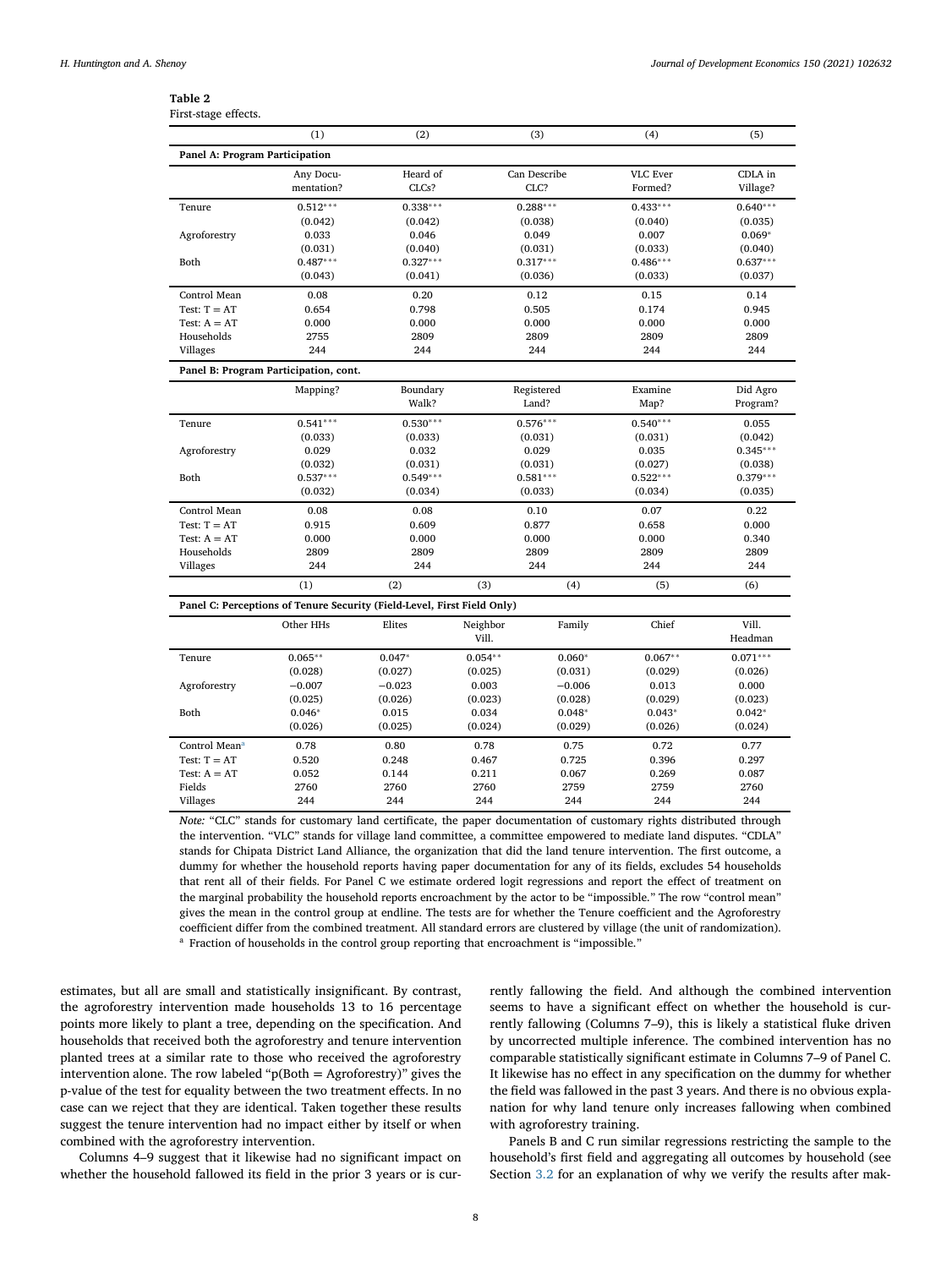**Table 2**
First-stage effects.

| | (1) | (2) | (3) | (4) | (5) |
|---|---|---|---|---|---|
| **Panel A: Program Participation** | | | | | |
| | Any Documentation? | Heard of CLCs? | Can Describe CLC? | VLC Ever Formed? | CDLA in Village? |
| Tenure | 0.512*** | 0.338*** | 0.288*** | 0.433*** | 0.640*** |
| | (0.042) | (0.042) | (0.038) | (0.040) | (0.035) |
| Agroforestry | 0.033 | 0.046 | 0.049 | 0.007 | 0.069* |
| | (0.031) | (0.040) | (0.031) | (0.033) | (0.040) |
| Both | 0.487*** | 0.327*** | 0.317*** | 0.486*** | 0.637*** |
| | (0.043) | (0.041) | (0.036) | (0.033) | (0.037) |
| Control Mean | 0.08 | 0.20 | 0.12 | 0.15 | 0.14 |
| Test: T = AT | 0.654 | 0.798 | 0.505 | 0.174 | 0.945 |
| Test: A = AT | 0.000 | 0.000 | 0.000 | 0.000 | 0.000 |
| Households | 2755 | 2809 | 2809 | 2809 | 2809 |
| Villages | 244 | 244 | 244 | 244 | 244 |
| **Panel B: Program Participation, cont.** | | | | | |
| | Mapping? | Boundary Walk? | Registered Land? | Examine Map? | Did Agro Program? |
| Tenure | 0.541*** | 0.530*** | 0.576*** | 0.540*** | 0.055 |
| | (0.033) | (0.033) | (0.031) | (0.031) | (0.042) |
| Agroforestry | 0.029 | 0.032 | 0.029 | 0.035 | 0.345*** |
| | (0.032) | (0.031) | (0.031) | (0.027) | (0.038) |
| Both | 0.537*** | 0.549*** | 0.581*** | 0.522*** | 0.379*** |
| | (0.032) | (0.034) | (0.033) | (0.034) | (0.035) |
| Control Mean | 0.08 | 0.08 | 0.10 | 0.07 | 0.22 |
| Test: T = AT | 0.915 | 0.609 | 0.877 | 0.658 | 0.000 |
| Test: A = AT | 0.000 | 0.000 | 0.000 | 0.000 | 0.340 |
| Households | 2809 | 2809 | 2809 | 2809 | 2809 |
| Villages | 244 | 244 | 244 | 244 | 244 |

| | (1) | (2) | (3) | (4) | (5) | (6) |
|---|---|---|---|---|---|---|
| **Panel C: Perceptions of Tenure Security (Field-Level, First Field Only)** | | | | | | |
| | Other HHs | Elites | Neighbor Vill. | Family | Chief | Vill. Headman |
| Tenure | 0.065** | 0.047* | 0.054** | 0.060* | 0.067** | 0.071*** |
| | (0.028) | (0.027) | (0.025) | (0.031) | (0.029) | (0.026) |
| Agroforestry | −0.007 | −0.023 | 0.003 | −0.006 | 0.013 | 0.000 |
| | (0.025) | (0.026) | (0.023) | (0.028) | (0.029) | (0.023) |
| Both | 0.046* | 0.015 | 0.034 | 0.048* | 0.043* | 0.042* |
| | (0.026) | (0.025) | (0.024) | (0.029) | (0.026) | (0.024) |
| Control Mean[a] | 0.78 | 0.80 | 0.78 | 0.75 | 0.72 | 0.77 |
| Test: T = AT | 0.520 | 0.248 | 0.467 | 0.725 | 0.396 | 0.297 |
| Test: A = AT | 0.052 | 0.144 | 0.211 | 0.067 | 0.269 | 0.087 |
| Fields | 2760 | 2760 | 2760 | 2759 | 2759 | 2760 |
| Villages | 244 | 244 | 244 | 244 | 244 | 244 |

*Note:* "CLC" stands for customary land certificate, the paper documentation of customary rights distributed through the intervention. "VLC" stands for village land committee, a committee empowered to mediate land disputes. "CDLA" stands for Chipata District Land Alliance, the organization that did the land tenure intervention. The first outcome, a dummy for whether the household reports having paper documentation for any of its fields, excludes 54 households that rent all of their fields. For Panel C we estimate ordered logit regressions and report the effect of treatment on the marginal probability the household reports encroachment by the actor to be "impossible." The row "control mean" gives the mean in the control group at endline. The tests are for whether the Tenure coefficient and the Agroforestry coefficient differ from the combined treatment. All standard errors are clustered by village (the unit of randomization).
[a] Fraction of households in the control group reporting that encroachment is "impossible."

estimates, but all are small and statistically insignificant. By contrast, the agroforestry intervention made households 13 to 16 percentage points more likely to plant a tree, depending on the specification. And households that received both the agroforestry and tenure intervention planted trees at a similar rate to those who received the agroforestry intervention alone. The row labeled "p(Both = Agroforestry)" gives the p-value of the test for equality between the two treatment effects. In no case can we reject that they are identical. Taken together these results suggest the tenure intervention had no impact either by itself or when combined with the agroforestry intervention.

Columns 4–9 suggest that it likewise had no significant impact on whether the household fallowed its field in the prior 3 years or is currently fallowing the field. And although the combined intervention seems to have a significant effect on whether the household is currently fallowing (Columns 7–9), this is likely a statistical fluke driven by uncorrected multiple inference. The combined intervention has no comparable statistically significant estimate in Columns 7–9 of Panel C. It likewise has no effect in any specification on the dummy for whether the field was fallowed in the past 3 years. And there is no obvious explanation for why land tenure only increases fallowing when combined with agroforestry training.

Panels B and C run similar regressions restricting the sample to the household's first field and aggregating all outcomes by household (see Section 3.2 for an explanation of why we verify the results after mak-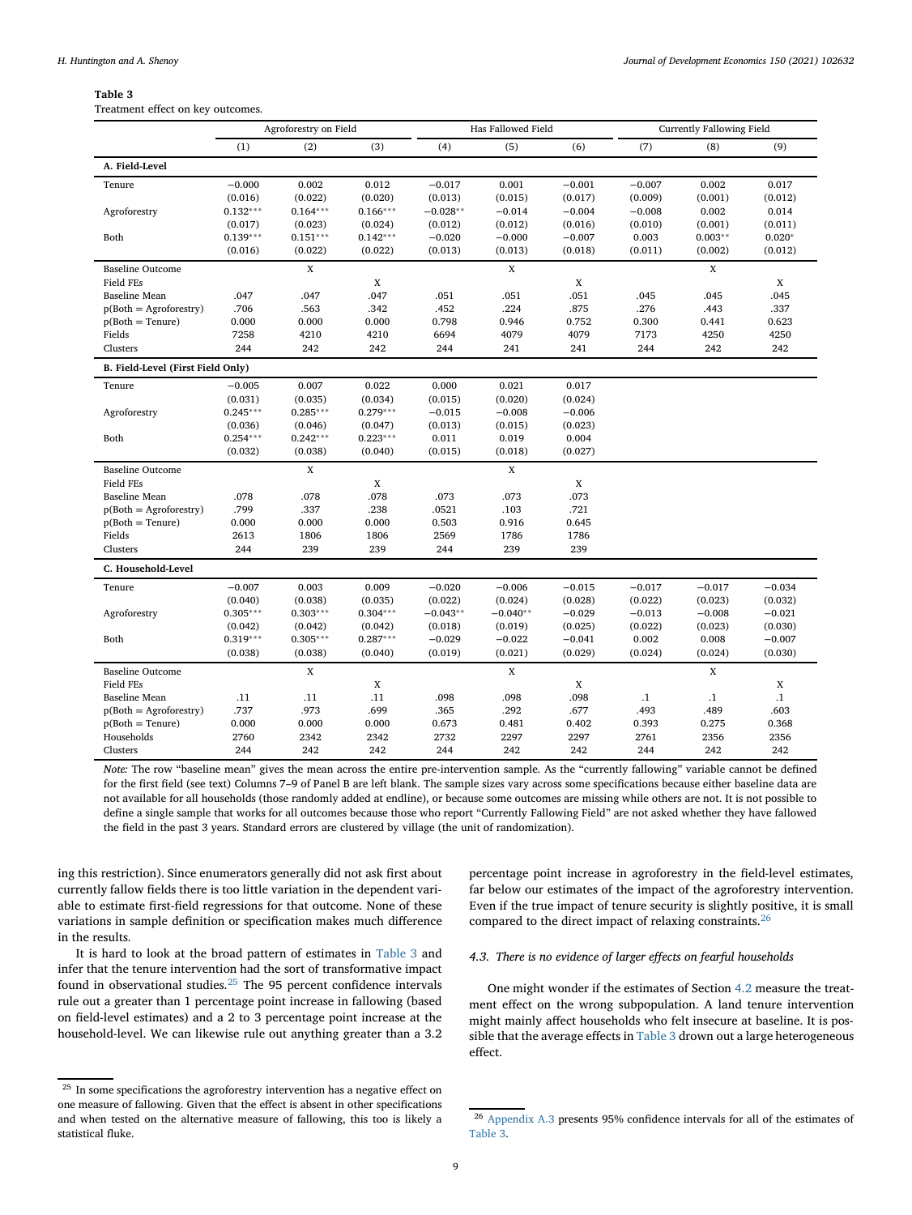**Table 3**

Treatment effect on key outcomes.

| | Agroforestry on Field | | | Has Fallowed Field | | | Currently Fallowing Field | | |
|---|---|---|---|---|---|---|---|---|---|
| | (1) | (2) | (3) | (4) | (5) | (6) | (7) | (8) | (9) |
| **A. Field-Level** | | | | | | | | | |
| Tenure | −0.000 | 0.002 | 0.012 | −0.017 | 0.001 | −0.001 | −0.007 | 0.002 | 0.017 |
| | (0.016) | (0.022) | (0.020) | (0.013) | (0.015) | (0.017) | (0.009) | (0.001) | (0.012) |
| Agroforestry | 0.132*** | 0.164*** | 0.166*** | −0.028** | −0.014 | −0.004 | −0.008 | 0.002 | 0.014 |
| | (0.017) | (0.023) | (0.024) | (0.012) | (0.012) | (0.016) | (0.010) | (0.001) | (0.011) |
| Both | 0.139*** | 0.151*** | 0.142*** | −0.020 | −0.000 | −0.007 | 0.003 | 0.003** | 0.020* |
| | (0.016) | (0.022) | (0.022) | (0.013) | (0.013) | (0.018) | (0.011) | (0.002) | (0.012) |
| Baseline Outcome | | X | | | X | | | X | |
| Field FEs | | | X | | | X | | | X |
| Baseline Mean | .047 | .047 | .047 | .051 | .051 | .051 | .045 | .045 | .045 |
| p(Both = Agroforestry) | .706 | .563 | .342 | .452 | .224 | .875 | .276 | .443 | .337 |
| p(Both = Tenure) | 0.000 | 0.000 | 0.000 | 0.798 | 0.946 | 0.752 | 0.300 | 0.441 | 0.623 |
| Fields | 7258 | 4210 | 4210 | 6694 | 4079 | 4079 | 7173 | 4250 | 4250 |
| Clusters | 244 | 242 | 242 | 244 | 241 | 241 | 244 | 242 | 242 |
| **B. Field-Level (First Field Only)** | | | | | | | | | |
| Tenure | −0.005 | 0.007 | 0.022 | 0.000 | 0.021 | 0.017 | | | |
| | (0.031) | (0.035) | (0.034) | (0.015) | (0.020) | (0.024) | | | |
| Agroforestry | 0.245*** | 0.285*** | 0.279*** | −0.015 | −0.008 | −0.006 | | | |
| | (0.036) | (0.046) | (0.047) | (0.013) | (0.015) | (0.023) | | | |
| Both | 0.254*** | 0.242*** | 0.223*** | 0.011 | 0.019 | 0.004 | | | |
| | (0.032) | (0.038) | (0.040) | (0.015) | (0.018) | (0.027) | | | |
| Baseline Outcome | | X | | | X | | | | |
| Field FEs | | | X | | | X | | | |
| Baseline Mean | .078 | .078 | .078 | .073 | .073 | .073 | | | |
| p(Both = Agroforestry) | .799 | .337 | .238 | .0521 | .103 | .721 | | | |
| p(Both = Tenure) | 0.000 | 0.000 | 0.000 | 0.503 | 0.916 | 0.645 | | | |
| Fields | 2613 | 1806 | 1806 | 2569 | 1786 | 1786 | | | |
| Clusters | 244 | 239 | 239 | 244 | 239 | 239 | | | |
| **C. Household-Level** | | | | | | | | | |
| Tenure | −0.007 | 0.003 | 0.009 | −0.020 | −0.006 | −0.015 | −0.017 | −0.017 | −0.034 |
| | (0.040) | (0.038) | (0.035) | (0.022) | (0.024) | (0.028) | (0.022) | (0.023) | (0.032) |
| Agroforestry | 0.305*** | 0.303*** | 0.304*** | −0.043** | −0.040** | −0.029 | −0.013 | −0.008 | −0.021 |
| | (0.042) | (0.042) | (0.042) | (0.018) | (0.019) | (0.025) | (0.022) | (0.023) | (0.030) |
| Both | 0.319*** | 0.305*** | 0.287*** | −0.029 | −0.022 | −0.041 | 0.002 | 0.008 | −0.007 |
| | (0.038) | (0.038) | (0.040) | (0.019) | (0.021) | (0.029) | (0.024) | (0.024) | (0.030) |
| Baseline Outcome | | X | | | X | | | X | |
| Field FEs | | | X | | | X | | | X |
| Baseline Mean | .11 | .11 | .11 | .098 | .098 | .098 | .1 | .1 | .1 |
| p(Both = Agroforestry) | .737 | .973 | .699 | .365 | .292 | .677 | .493 | .489 | .603 |
| p(Both = Tenure) | 0.000 | 0.000 | 0.000 | 0.673 | 0.481 | 0.402 | 0.393 | 0.275 | 0.368 |
| Households | 2760 | 2342 | 2342 | 2732 | 2297 | 2297 | 2761 | 2356 | 2356 |
| Clusters | 244 | 242 | 242 | 244 | 242 | 242 | 244 | 242 | 242 |

*Note:* The row "baseline mean" gives the mean across the entire pre-intervention sample. As the "currently fallowing" variable cannot be defined for the first field (see text) Columns 7–9 of Panel B are left blank. The sample sizes vary across some specifications because either baseline data are not available for all households (those randomly added at endline), or because some outcomes are missing while others are not. It is not possible to define a single sample that works for all outcomes because those who report "Currently Fallowing Field" are not asked whether they have fallowed the field in the past 3 years. Standard errors are clustered by village (the unit of randomization).

ing this restriction). Since enumerators generally did not ask first about currently fallow fields there is too little variation in the dependent variable to estimate first-field regressions for that outcome. None of these variations in sample definition or specification makes much difference in the results.

It is hard to look at the broad pattern of estimates in Table 3 and infer that the tenure intervention had the sort of transformative impact found in observational studies.[25] The 95 percent confidence intervals rule out a greater than 1 percentage point increase in fallowing (based on field-level estimates) and a 2 to 3 percentage point increase at the household-level. We can likewise rule out anything greater than a 3.2 percentage point increase in agroforestry in the field-level estimates, far below our estimates of the impact of the agroforestry intervention. Even if the true impact of tenure security is slightly positive, it is small compared to the direct impact of relaxing constraints.[26]

### 4.3. There is no evidence of larger effects on fearful households

One might wonder if the estimates of Section 4.2 measure the treatment effect on the wrong subpopulation. A land tenure intervention might mainly affect households who felt insecure at baseline. It is possible that the average effects in Table 3 drown out a large heterogeneous effect.

---

[25] In some specifications the agroforestry intervention has a negative effect on one measure of fallowing. Given that the effect is absent in other specifications and when tested on the alternative measure of fallowing, this too is likely a statistical fluke.

[26] Appendix A.3 presents 95% confidence intervals for all of the estimates of Table 3.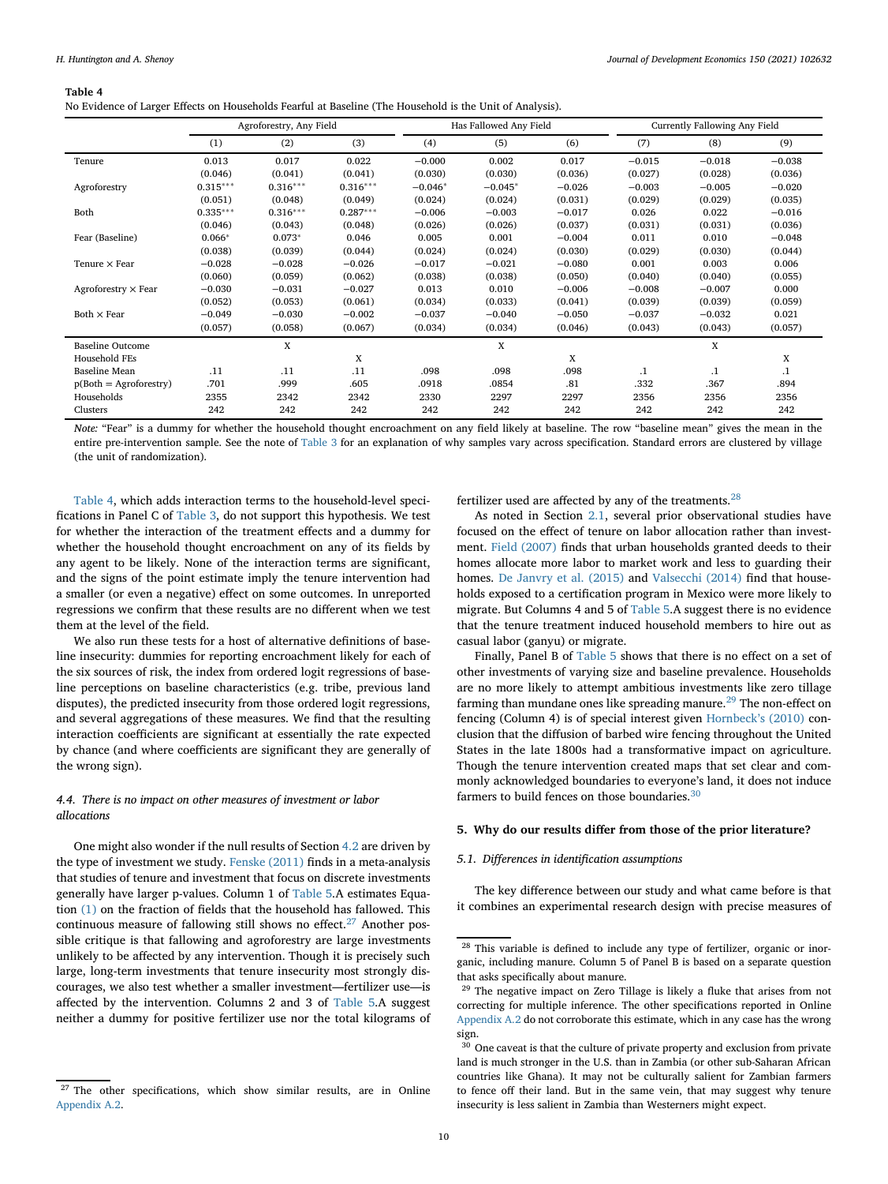**Table 4**

No Evidence of Larger Effects on Households Fearful at Baseline (The Household is the Unit of Analysis).

| | Agroforestry, Any Field | | | Has Fallowed Any Field | | | Currently Fallowing Any Field | | |
|---|---|---|---|---|---|---|---|---|---|
| | (1) | (2) | (3) | (4) | (5) | (6) | (7) | (8) | (9) |
| Tenure | 0.013 | 0.017 | 0.022 | −0.000 | 0.002 | 0.017 | −0.015 | −0.018 | −0.038 |
| | (0.046) | (0.041) | (0.041) | (0.030) | (0.030) | (0.036) | (0.027) | (0.028) | (0.036) |
| Agroforestry | 0.315*** | 0.316*** | 0.316*** | −0.046* | −0.045* | −0.026 | −0.003 | −0.005 | −0.020 |
| | (0.051) | (0.048) | (0.049) | (0.024) | (0.024) | (0.031) | (0.029) | (0.029) | (0.035) |
| Both | 0.335*** | 0.316*** | 0.287*** | −0.006 | −0.003 | −0.017 | 0.026 | 0.022 | −0.016 |
| | (0.046) | (0.043) | (0.048) | (0.026) | (0.026) | (0.037) | (0.031) | (0.031) | (0.036) |
| Fear (Baseline) | 0.066* | 0.073* | 0.046 | 0.005 | 0.001 | −0.004 | 0.011 | 0.010 | −0.048 |
| | (0.038) | (0.039) | (0.044) | (0.024) | (0.024) | (0.030) | (0.029) | (0.030) | (0.044) |
| Tenure × Fear | −0.028 | −0.028 | −0.026 | −0.017 | −0.021 | −0.080 | 0.001 | 0.003 | 0.006 |
| | (0.060) | (0.059) | (0.062) | (0.038) | (0.038) | (0.050) | (0.040) | (0.040) | (0.055) |
| Agroforestry × Fear | −0.030 | −0.031 | −0.027 | 0.013 | 0.010 | −0.006 | −0.008 | −0.007 | 0.000 |
| | (0.052) | (0.053) | (0.061) | (0.034) | (0.033) | (0.041) | (0.039) | (0.039) | (0.059) |
| Both × Fear | −0.049 | −0.030 | −0.002 | −0.037 | −0.040 | −0.050 | −0.037 | −0.032 | 0.021 |
| | (0.057) | (0.058) | (0.067) | (0.034) | (0.034) | (0.046) | (0.043) | (0.043) | (0.057) |
| Baseline Outcome | | X | | | X | | | X | |
| Household FEs | | | X | | | X | | | X |
| Baseline Mean | .11 | .11 | .11 | .098 | .098 | .098 | .1 | .1 | .1 |
| p(Both = Agroforestry) | .701 | .999 | .605 | .0918 | .0854 | .81 | .332 | .367 | .894 |
| Households | 2355 | 2342 | 2342 | 2330 | 2297 | 2297 | 2356 | 2356 | 2356 |
| Clusters | 242 | 242 | 242 | 242 | 242 | 242 | 242 | 242 | 242 |

*Note:* "Fear" is a dummy for whether the household thought encroachment on any field likely at baseline. The row "baseline mean" gives the mean in the entire pre-intervention sample. See the note of Table 3 for an explanation of why samples vary across specification. Standard errors are clustered by village (the unit of randomization).

Table 4, which adds interaction terms to the household-level specifications in Panel C of Table 3, do not support this hypothesis. We test for whether the interaction of the treatment effects and a dummy for whether the household thought encroachment on any of its fields by any agent to be likely. None of the interaction terms are significant, and the signs of the point estimate imply the tenure intervention had a smaller (or even a negative) effect on some outcomes. In unreported regressions we confirm that these results are no different when we test them at the level of the field.

We also run these tests for a host of alternative definitions of baseline insecurity: dummies for reporting encroachment likely for each of the six sources of risk, the index from ordered logit regressions of baseline perceptions on baseline characteristics (e.g. tribe, previous land disputes), the predicted insecurity from those ordered logit regressions, and several aggregations of these measures. We find that the resulting interaction coefficients are significant at essentially the rate expected by chance (and where coefficients are significant they are generally of the wrong sign).

### 4.4. There is no impact on other measures of investment or labor allocations

One might also wonder if the null results of Section 4.2 are driven by the type of investment we study. Fenske (2011) finds in a meta-analysis that studies of tenure and investment that focus on discrete investments generally have larger p-values. Column 1 of Table 5.A estimates Equation (1) on the fraction of fields that the household has fallowed. This continuous measure of fallowing still shows no effect.[27] Another possible critique is that fallowing and agroforestry are large investments unlikely to be affected by any intervention. Though it is precisely such large, long-term investments that tenure insecurity most strongly discourages, we also test whether a smaller investment—fertilizer use—is affected by the intervention. Columns 2 and 3 of Table 5.A suggest neither a dummy for positive fertilizer use nor the total kilograms of fertilizer used are affected by any of the treatments.[28]

As noted in Section 2.1, several prior observational studies have focused on the effect of tenure on labor allocation rather than investment. Field (2007) finds that urban households granted deeds to their homes allocate more labor to market work and less to guarding their homes. De Janvry et al. (2015) and Valsecchi (2014) find that households exposed to a certification program in Mexico were more likely to migrate. But Columns 4 and 5 of Table 5.A suggest there is no evidence that the tenure treatment induced household members to hire out as casual labor (ganyu) or migrate.

Finally, Panel B of Table 5 shows that there is no effect on a set of other investments of varying size and baseline prevalence. Households are no more likely to attempt ambitious investments like zero tillage farming than mundane ones like spreading manure.[29] The non-effect on fencing (Column 4) is of special interest given Hornbeck's (2010) conclusion that the diffusion of barbed wire fencing throughout the United States in the late 1800s had a transformative impact on agriculture. Though the tenure intervention created maps that set clear and commonly acknowledged boundaries to everyone's land, it does not induce farmers to build fences on those boundaries.[30]

## 5. Why do our results differ from those of the prior literature?

### 5.1. Differences in identification assumptions

The key difference between our study and what came before is that it combines an experimental research design with precise measures of

---

[27] The other specifications, which show similar results, are in Online Appendix A.2.

[28] This variable is defined to include any type of fertilizer, organic or inorganic, including manure. Column 5 of Panel B is based on a separate question that asks specifically about manure.

[29] The negative impact on Zero Tillage is likely a fluke that arises from not correcting for multiple inference. The other specifications reported in Online Appendix A.2 do not corroborate this estimate, which in any case has the wrong sign.

[30] One caveat is that the culture of private property and exclusion from private land is much stronger in the U.S. than in Zambia (or other sub-Saharan African countries like Ghana). It may not be culturally salient for Zambian farmers to fence off their land. But in the same vein, that may suggest why tenure insecurity is less salient in Zambia than Westerners might expect.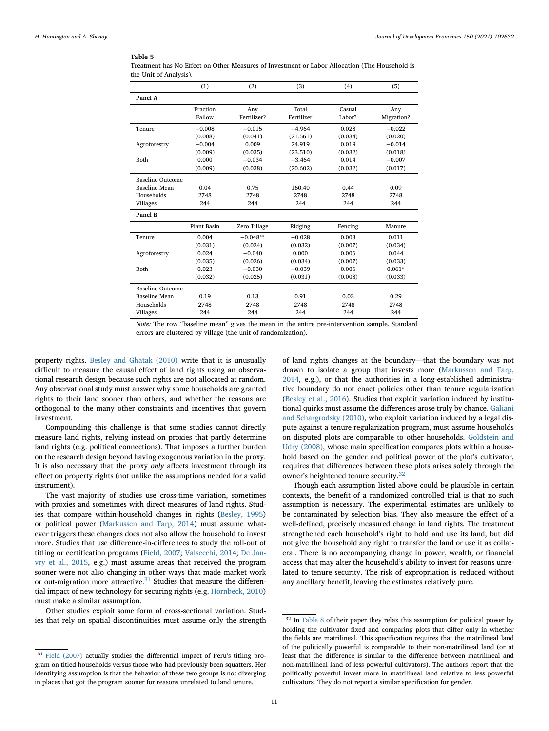**Table 5**
Treatment has No Effect on Other Measures of Investment or Labor Allocation (The Household is the Unit of Analysis).

| | (1) | (2) | (3) | (4) | (5) |
|---|---|---|---|---|---|
| **Panel A** | | | | | |
| | Fraction Fallow | Any Fertilizer? | Total Fertilizer | Casual Labor? | Any Migration? |
| Tenure | −0.008 | −0.015 | −4.964 | 0.028 | −0.022 |
| | (0.008) | (0.041) | (21.561) | (0.034) | (0.020) |
| Agroforestry | −0.004 | 0.009 | 24.919 | 0.019 | −0.014 |
| | (0.009) | (0.035) | (23.510) | (0.032) | (0.018) |
| Both | 0.000 | −0.034 | −3.464 | 0.014 | −0.007 |
| | (0.009) | (0.038) | (20.602) | (0.032) | (0.017) |
| Baseline Outcome | | | | | |
| Baseline Mean | 0.04 | 0.75 | 160.40 | 0.44 | 0.09 |
| Households | 2748 | 2748 | 2748 | 2748 | 2748 |
| Villages | 244 | 244 | 244 | 244 | 244 |
| **Panel B** | | | | | |
| | Plant Basin | Zero Tillage | Ridging | Fencing | Manure |
| Tenure | 0.004 | −0.048** | −0.028 | 0.003 | 0.011 |
| | (0.031) | (0.024) | (0.032) | (0.007) | (0.034) |
| Agroforestry | 0.024 | −0.040 | 0.000 | 0.006 | 0.044 |
| | (0.035) | (0.026) | (0.034) | (0.007) | (0.033) |
| Both | 0.023 | −0.030 | −0.039 | 0.006 | 0.061* |
| | (0.032) | (0.025) | (0.031) | (0.008) | (0.033) |
| Baseline Outcome | | | | | |
| Baseline Mean | 0.19 | 0.13 | 0.91 | 0.02 | 0.29 |
| Households | 2748 | 2748 | 2748 | 2748 | 2748 |
| Villages | 244 | 244 | 244 | 244 | 244 |

*Note:* The row "baseline mean" gives the mean in the entire pre-intervention sample. Standard errors are clustered by village (the unit of randomization).

property rights. Besley and Ghatak (2010) write that it is unusually difficult to measure the causal effect of land rights using an observational research design because such rights are not allocated at random. Any observational study must answer why some households are granted rights to their land sooner than others, and whether the reasons are orthogonal to the many other constraints and incentives that govern investment.

Compounding this challenge is that some studies cannot directly measure land rights, relying instead on proxies that partly determine land rights (e.g. political connections). That imposes a further burden on the research design beyond having exogenous variation in the proxy. It is also necessary that the proxy *only* affects investment through its effect on property rights (not unlike the assumptions needed for a valid instrument).

The vast majority of studies use cross-time variation, sometimes with proxies and sometimes with direct measures of land rights. Studies that compare within-household changes in rights (Besley, 1995) or political power (Markussen and Tarp, 2014) must assume whatever triggers these changes does not also allow the household to invest more. Studies that use difference-in-differences to study the roll-out of titling or certification programs (Field, 2007; Valsecchi, 2014; De Janvry et al., 2015, e.g.) must assume areas that received the program sooner were not also changing in other ways that made market work or out-migration more attractive.[31] Studies that measure the differential impact of new technology for securing rights (e.g. Hornbeck, 2010) must make a similar assumption.

Other studies exploit some form of cross-sectional variation. Studies that rely on spatial discontinuities must assume only the strength of land rights changes at the boundary—that the boundary was not drawn to isolate a group that invests more (Markussen and Tarp, 2014, e.g.), or that the authorities in a long-established administrative boundary do not enact policies other than tenure regularization (Besley et al., 2016). Studies that exploit variation induced by institutional quirks must assume the differences arose truly by chance. Galiani and Schargrodsky (2010), who exploit variation induced by a legal dispute against a tenure regularization program, must assume households on disputed plots are comparable to other households. Goldstein and Udry (2008), whose main specification compares plots within a household based on the gender and political power of the plot's cultivator, requires that differences between these plots arises solely through the owner's heightened tenure security.[32]

Though each assumption listed above could be plausible in certain contexts, the benefit of a randomized controlled trial is that no such assumption is necessary. The experimental estimates are unlikely to be contaminated by selection bias. They also measure the effect of a well-defined, precisely measured change in land rights. The treatment strengthened each household's right to hold and use its land, but did not give the household any right to transfer the land or use it as collateral. There is no accompanying change in power, wealth, or financial access that may alter the household's ability to invest for reasons unrelated to tenure security. The risk of expropriation is reduced without any ancillary benefit, leaving the estimates relatively pure.

[31] Field (2007) actually studies the differential impact of Peru's titling program on titled households versus those who had previously been squatters. Her identifying assumption is that the behavior of these two groups is not diverging in places that got the program sooner for reasons unrelated to land tenure.

[32] In Table 8 of their paper they relax this assumption for political power by holding the cultivator fixed and comparing plots that differ only in whether the fields are matrilineal. This specification requires that the matrilineal land of the politically powerful is comparable to their non-matrilineal land (or at least that the difference is similar to the difference between matrilineal and non-matrilineal land of less powerful cultivators). The authors report that the politically powerful invest more in matrilineal land relative to less powerful cultivators. They do not report a similar specification for gender.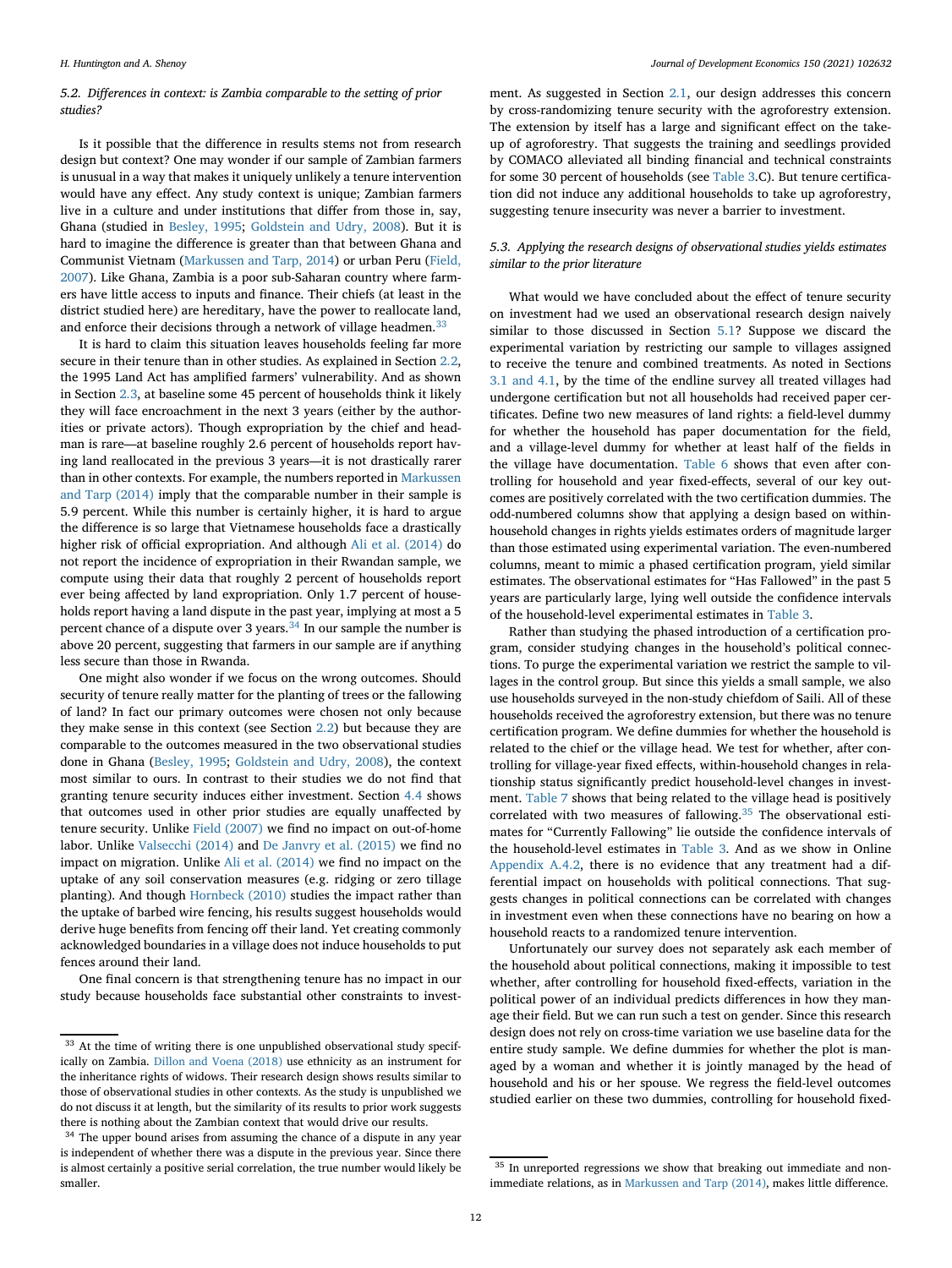### 5.2. Differences in context: is Zambia comparable to the setting of prior studies?

Is it possible that the difference in results stems not from research design but context? One may wonder if our sample of Zambian farmers is unusual in a way that makes it uniquely unlikely a tenure intervention would have any effect. Any study context is unique; Zambian farmers live in a culture and under institutions that differ from those in, say, Ghana (studied in Besley, 1995; Goldstein and Udry, 2008). But it is hard to imagine the difference is greater than that between Ghana and Communist Vietnam (Markussen and Tarp, 2014) or urban Peru (Field, 2007). Like Ghana, Zambia is a poor sub-Saharan country where farmers have little access to inputs and finance. Their chiefs (at least in the district studied here) are hereditary, have the power to reallocate land, and enforce their decisions through a network of village headmen.[33]

It is hard to claim this situation leaves households feeling far more secure in their tenure than in other studies. As explained in Section 2.2, the 1995 Land Act has amplified farmers' vulnerability. And as shown in Section 2.3, at baseline some 45 percent of households think it likely they will face encroachment in the next 3 years (either by the authorities or private actors). Though expropriation by the chief and headman is rare—at baseline roughly 2.6 percent of households report having land reallocated in the previous 3 years—it is not drastically rarer than in other contexts. For example, the numbers reported in Markussen and Tarp (2014) imply that the comparable number in their sample is 5.9 percent. While this number is certainly higher, it is hard to argue the difference is so large that Vietnamese households face a drastically higher risk of official expropriation. And although Ali et al. (2014) do not report the incidence of expropriation in their Rwandan sample, we compute using their data that roughly 2 percent of households report ever being affected by land expropriation. Only 1.7 percent of households report having a land dispute in the past year, implying at most a 5 percent chance of a dispute over 3 years.[34] In our sample the number is above 20 percent, suggesting that farmers in our sample are if anything less secure than those in Rwanda.

One might also wonder if we focus on the wrong outcomes. Should security of tenure really matter for the planting of trees or the fallowing of land? In fact our primary outcomes were chosen not only because they make sense in this context (see Section 2.2) but because they are comparable to the outcomes measured in the two observational studies done in Ghana (Besley, 1995; Goldstein and Udry, 2008), the context most similar to ours. In contrast to their studies we do not find that granting tenure security induces either investment. Section 4.4 shows that outcomes used in other prior studies are equally unaffected by tenure security. Unlike Field (2007) we find no impact on out-of-home labor. Unlike Valsecchi (2014) and De Janvry et al. (2015) we find no impact on migration. Unlike Ali et al. (2014) we find no impact on the uptake of any soil conservation measures (e.g. ridging or zero tillage planting). And though Hornbeck (2010) studies the impact rather than the uptake of barbed wire fencing, his results suggest households would derive huge benefits from fencing off their land. Yet creating commonly acknowledged boundaries in a village does not induce households to put fences around their land.

One final concern is that strengthening tenure has no impact in our study because households face substantial other constraints to investment. As suggested in Section 2.1, our design addresses this concern by cross-randomizing tenure security with the agroforestry extension. The extension by itself has a large and significant effect on the take-up of agroforestry. That suggests the training and seedlings provided by COMACO alleviated all binding financial and technical constraints for some 30 percent of households (see Table 3.C). But tenure certification did not induce any additional households to take up agroforestry, suggesting tenure insecurity was never a barrier to investment.

### 5.3. Applying the research designs of observational studies yields estimates similar to the prior literature

What would we have concluded about the effect of tenure security on investment had we used an observational research design naively similar to those discussed in Section 5.1? Suppose we discard the experimental variation by restricting our sample to villages assigned to receive the tenure and combined treatments. As noted in Sections 3.1 and 4.1, by the time of the endline survey all treated villages had undergone certification but not all households had received paper certificates. Define two new measures of land rights: a field-level dummy for whether the household has paper documentation for the field, and a village-level dummy for whether at least half of the fields in the village have documentation. Table 6 shows that even after controlling for household and year fixed-effects, several of our key outcomes are positively correlated with the two certification dummies. The odd-numbered columns show that applying a design based on within-household changes in rights yields estimates orders of magnitude larger than those estimated using experimental variation. The even-numbered columns, meant to mimic a phased certification program, yield similar estimates. The observational estimates for "Has Fallowed" in the past 5 years are particularly large, lying well outside the confidence intervals of the household-level experimental estimates in Table 3.

Rather than studying the phased introduction of a certification program, consider studying changes in the household's political connections. To purge the experimental variation we restrict the sample to villages in the control group. But since this yields a small sample, we also use households surveyed in the non-study chiefdom of Saili. All of these households received the agroforestry extension, but there was no tenure certification program. We define dummies for whether the household is related to the chief or the village head. We test for whether, after controlling for village-year fixed effects, within-household changes in relationship status significantly predict household-level changes in investment. Table 7 shows that being related to the village head is positively correlated with two measures of fallowing.[35] The observational estimates for "Currently Fallowing" lie outside the confidence intervals of the household-level estimates in Table 3. And as we show in Online Appendix A.4.2, there is no evidence that any treatment had a differential impact on households with political connections. That suggests changes in political connections can be correlated with changes in investment even when these connections have no bearing on how a household reacts to a randomized tenure intervention.

Unfortunately our survey does not separately ask each member of the household about political connections, making it impossible to test whether, after controlling for household fixed-effects, variation in the political power of an individual predicts differences in how they manage their field. But we can run such a test on gender. Since this research design does not rely on cross-time variation we use baseline data for the entire study sample. We define dummies for whether the plot is managed by a woman and whether it is jointly managed by the head of household and his or her spouse. We regress the field-level outcomes studied earlier on these two dummies, controlling for household fixed-

---

[33] At the time of writing there is one unpublished observational study specifically on Zambia. Dillon and Voena (2018) use ethnicity as an instrument for the inheritance rights of widows. Their research design shows results similar to those of observational studies in other contexts. As the study is unpublished we do not discuss it at length, but the similarity of its results to prior work suggests there is nothing about the Zambian context that would drive our results.

[34] The upper bound arises from assuming the chance of a dispute in any year is independent of whether there was a dispute in the previous year. Since there is almost certainly a positive serial correlation, the true number would likely be smaller.

[35] In unreported regressions we show that breaking out immediate and non-immediate relations, as in Markussen and Tarp (2014), makes little difference.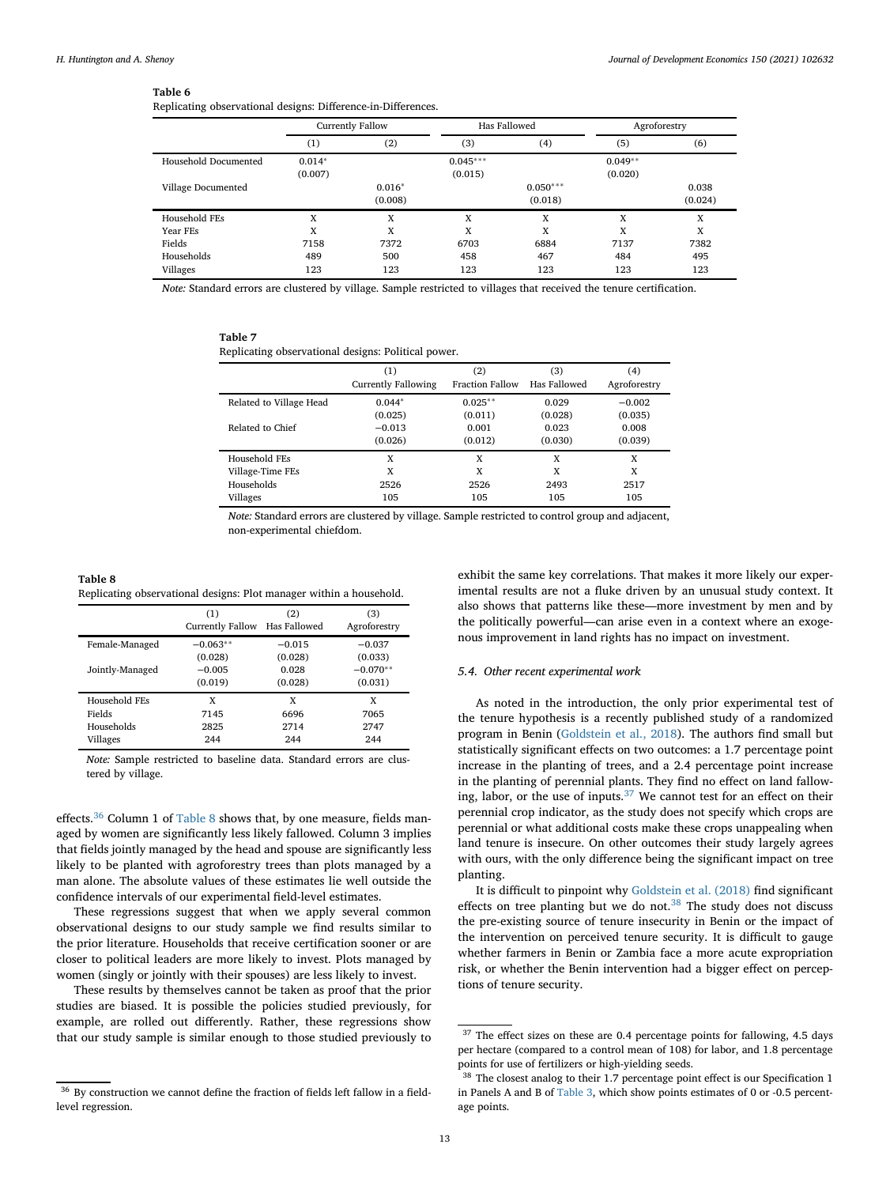**Table 6**
Replicating observational designs: Difference-in-Differences.

| | Currently Fallow | | Has Fallowed | | Agroforestry | |
|---|---|---|---|---|---|---|
| | (1) | (2) | (3) | (4) | (5) | (6) |
| Household Documented | 0.014* | | 0.045*** | | 0.049** | |
| | (0.007) | | (0.015) | | (0.020) | |
| Village Documented | | 0.016* | | 0.050*** | | 0.038 |
| | | (0.008) | | (0.018) | | (0.024) |
| Household FEs | X | X | X | X | X | X |
| Year FEs | X | X | X | X | X | X |
| Fields | 7158 | 7372 | 6703 | 6884 | 7137 | 7382 |
| Households | 489 | 500 | 458 | 467 | 484 | 495 |
| Villages | 123 | 123 | 123 | 123 | 123 | 123 |

*Note:* Standard errors are clustered by village. Sample restricted to villages that received the tenure certification.

**Table 7**
Replicating observational designs: Political power.

| | (1) Currently Fallowing | (2) Fraction Fallow | (3) Has Fallowed | (4) Agroforestry |
|---|---|---|---|---|
| Related to Village Head | 0.044* | 0.025** | 0.029 | −0.002 |
| | (0.025) | (0.011) | (0.028) | (0.035) |
| Related to Chief | −0.013 | 0.001 | 0.023 | 0.008 |
| | (0.026) | (0.012) | (0.030) | (0.039) |
| Household FEs | X | X | X | X |
| Village-Time FEs | X | X | X | X |
| Households | 2526 | 2526 | 2493 | 2517 |
| Villages | 105 | 105 | 105 | 105 |

*Note:* Standard errors are clustered by village. Sample restricted to control group and adjacent, non-experimental chiefdom.

**Table 8**
Replicating observational designs: Plot manager within a household.

| | (1) Currently Fallow | (2) Has Fallowed | (3) Agroforestry |
|---|---|---|---|
| Female-Managed | −0.063** | −0.015 | −0.037 |
| | (0.028) | (0.028) | (0.033) |
| Jointly-Managed | −0.005 | 0.028 | −0.070** |
| | (0.019) | (0.028) | (0.031) |
| Household FEs | X | X | X |
| Fields | 7145 | 6696 | 7065 |
| Households | 2825 | 2714 | 2747 |
| Villages | 244 | 244 | 244 |

*Note:* Sample restricted to baseline data. Standard errors are clustered by village.

effects.[36] Column 1 of Table 8 shows that, by one measure, fields managed by women are significantly less likely fallowed. Column 3 implies that fields jointly managed by the head and spouse are significantly less likely to be planted with agroforestry trees than plots managed by a man alone. The absolute values of these estimates lie well outside the confidence intervals of our experimental field-level estimates.

These regressions suggest that when we apply several common observational designs to our study sample we find results similar to the prior literature. Households that receive certification sooner or are closer to political leaders are more likely to invest. Plots managed by women (singly or jointly with their spouses) are less likely to invest.

These results by themselves cannot be taken as proof that the prior studies are biased. It is possible the policies studied previously, for example, are rolled out differently. Rather, these regressions show that our study sample is similar enough to those studied previously to exhibit the same key correlations. That makes it more likely our experimental results are not a fluke driven by an unusual study context. It also shows that patterns like these—more investment by men and by the politically powerful—can arise even in a context where an exogenous improvement in land rights has no impact on investment.

### 5.4. Other recent experimental work

As noted in the introduction, the only prior experimental test of the tenure hypothesis is a recently published study of a randomized program in Benin (Goldstein et al., 2018). The authors find small but statistically significant effects on two outcomes: a 1.7 percentage point increase in the planting of trees, and a 2.4 percentage point increase in the planting of perennial plants. They find no effect on land fallowing, labor, or the use of inputs.[37] We cannot test for an effect on their perennial crop indicator, as the study does not specify which crops are perennial or what additional costs make these crops unappealing when land tenure is insecure. On other outcomes their study largely agrees with ours, with the only difference being the significant impact on tree planting.

It is difficult to pinpoint why Goldstein et al. (2018) find significant effects on tree planting but we do not.[38] The study does not discuss the pre-existing source of tenure insecurity in Benin or the impact of the intervention on perceived tenure security. It is difficult to gauge whether farmers in Benin or Zambia face a more acute expropriation risk, or whether the Benin intervention had a bigger effect on perceptions of tenure security.

[36] By construction we cannot define the fraction of fields left fallow in a field-level regression.

[37] The effect sizes on these are 0.4 percentage points for fallowing, 4.5 days per hectare (compared to a control mean of 108) for labor, and 1.8 percentage points for use of fertilizers or high-yielding seeds.

[38] The closest analog to their 1.7 percentage point effect is our Specification 1 in Panels A and B of Table 3, which show points estimates of 0 or -0.5 percentage points.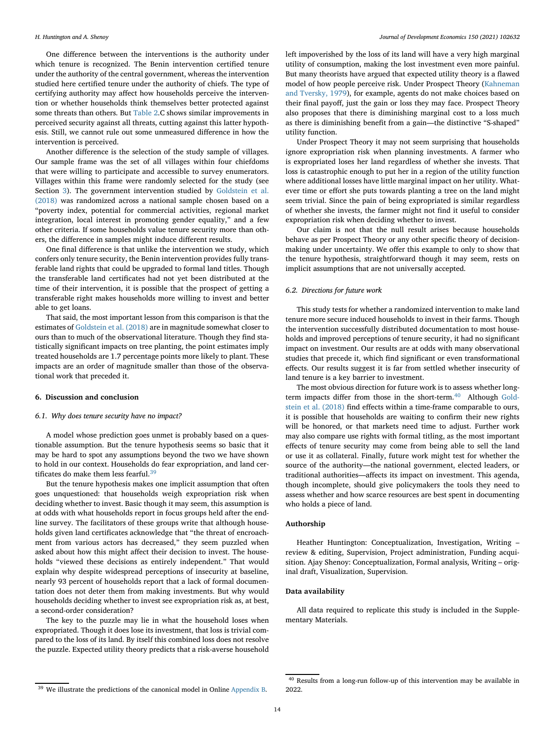One difference between the interventions is the authority under which tenure is recognized. The Benin intervention certified tenure under the authority of the central government, whereas the intervention studied here certified tenure under the authority of chiefs. The type of certifying authority may affect how households perceive the intervention or whether households think themselves better protected against some threats than others. But Table 2.C shows similar improvements in perceived security against all threats, cutting against this latter hypothesis. Still, we cannot rule out some unmeasured difference in how the intervention is perceived.

Another difference is the selection of the study sample of villages. Our sample frame was the set of all villages within four chiefdoms that were willing to participate and accessible to survey enumerators. Villages within this frame were randomly selected for the study (see Section 3). The government intervention studied by Goldstein et al. (2018) was randomized across a national sample chosen based on a "poverty index, potential for commercial activities, regional market integration, local interest in promoting gender equality," and a few other criteria. If some households value tenure security more than others, the difference in samples might induce different results.

One final difference is that unlike the intervention we study, which confers only tenure security, the Benin intervention provides fully transferable land rights that could be upgraded to formal land titles. Though the transferable land certificates had not yet been distributed at the time of their intervention, it is possible that the prospect of getting a transferable right makes households more willing to invest and better able to get loans.

That said, the most important lesson from this comparison is that the estimates of Goldstein et al. (2018) are in magnitude somewhat closer to ours than to much of the observational literature. Though they find statistically significant impacts on tree planting, the point estimates imply treated households are 1.7 percentage points more likely to plant. These impacts are an order of magnitude smaller than those of the observational work that preceded it.

## 6. Discussion and conclusion

### 6.1. Why does tenure security have no impact?

A model whose prediction goes unmet is probably based on a questionable assumption. But the tenure hypothesis seems so basic that it may be hard to spot any assumptions beyond the two we have shown to hold in our context. Households do fear expropriation, and land certificates do make them less fearful.[39]

But the tenure hypothesis makes one implicit assumption that often goes unquestioned: that households weigh expropriation risk when deciding whether to invest. Basic though it may seem, this assumption is at odds with what households report in focus groups held after the endline survey. The facilitators of these groups write that although households given land certificates acknowledge that "the threat of encroachment from various actors has decreased," they seem puzzled when asked about how this might affect their decision to invest. The households "viewed these decisions as entirely independent." That would explain why despite widespread perceptions of insecurity at baseline, nearly 93 percent of households report that a lack of formal documentation does not deter them from making investments. But why would households deciding whether to invest see expropriation risk as, at best, a second-order consideration?

The key to the puzzle may lie in what the household loses when expropriated. Though it does lose its investment, that loss is trivial compared to the loss of its land. By itself this combined loss does not resolve the puzzle. Expected utility theory predicts that a risk-averse household left impoverished by the loss of its land will have a very high marginal utility of consumption, making the lost investment even more painful. But many theorists have argued that expected utility theory is a flawed model of how people perceive risk. Under Prospect Theory (Kahneman and Tversky, 1979), for example, agents do not make choices based on their final payoff, just the gain or loss they may face. Prospect Theory also proposes that there is diminishing marginal cost to a loss much as there is diminishing benefit from a gain—the distinctive "S-shaped" utility function.

Under Prospect Theory it may not seem surprising that households ignore expropriation risk when planning investments. A farmer who is expropriated loses her land regardless of whether she invests. That loss is catastrophic enough to put her in a region of the utility function where additional losses have little marginal impact on her utility. Whatever time or effort she puts towards planting a tree on the land might seem trivial. Since the pain of being expropriated is similar regardless of whether she invests, the farmer might not find it useful to consider expropriation risk when deciding whether to invest.

Our claim is not that the null result arises because households behave as per Prospect Theory or any other specific theory of decision-making under uncertainty. We offer this example to only to show that the tenure hypothesis, straightforward though it may seem, rests on implicit assumptions that are not universally accepted.

### 6.2. Directions for future work

This study tests for whether a randomized intervention to make land tenure more secure induced households to invest in their farms. Though the intervention successfully distributed documentation to most households and improved perceptions of tenure security, it had no significant impact on investment. Our results are at odds with many observational studies that precede it, which find significant or even transformational effects. Our results suggest it is far from settled whether insecurity of land tenure is a key barrier to investment.

The most obvious direction for future work is to assess whether long-term impacts differ from those in the short-term.[40] Although Goldstein et al. (2018) find effects within a time-frame comparable to ours, it is possible that households are waiting to confirm their new rights will be honored, or that markets need time to adjust. Further work may also compare use rights with formal titling, as the most important effects of tenure security may come from being able to sell the land or use it as collateral. Finally, future work might test for whether the source of the authority—the national government, elected leaders, or traditional authorities—affects its impact on investment. This agenda, though incomplete, should give policymakers the tools they need to assess whether and how scarce resources are best spent in documenting who holds a piece of land.

## Authorship

Heather Huntington: Conceptualization, Investigation, Writing – review & editing, Supervision, Project administration, Funding acquisition. Ajay Shenoy: Conceptualization, Formal analysis, Writing – original draft, Visualization, Supervision.

## Data availability

All data required to replicate this study is included in the Supplementary Materials.

---

[39] We illustrate the predictions of the canonical model in Online Appendix B.

[40] Results from a long-run follow-up of this intervention may be available in 2022.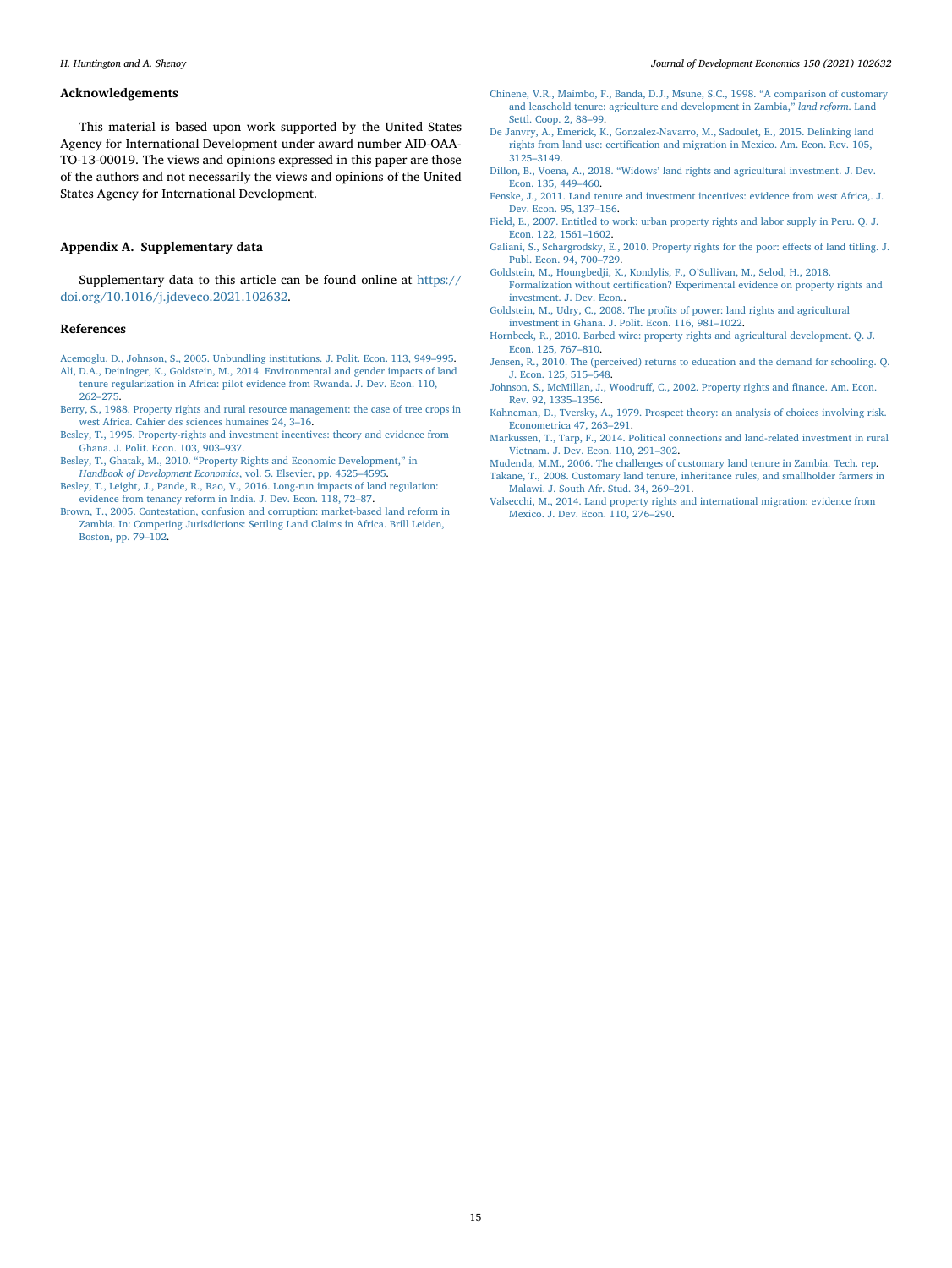## Acknowledgements

This material is based upon work supported by the United States Agency for International Development under award number AID-OAA-TO-13-00019. The views and opinions expressed in this paper are those of the authors and not necessarily the views and opinions of the United States Agency for International Development.

## Appendix A. Supplementary data

Supplementary data to this article can be found online at https://doi.org/10.1016/j.jdeveco.2021.102632.

## References

Acemoglu, D., Johnson, S., 2005. Unbundling institutions. J. Polit. Econ. 113, 949–995.

Ali, D.A., Deininger, K., Goldstein, M., 2014. Environmental and gender impacts of land tenure regularization in Africa: pilot evidence from Rwanda. J. Dev. Econ. 110, 262–275.

Berry, S., 1988. Property rights and rural resource management: the case of tree crops in west Africa. Cahier des sciences humaines 24, 3–16.

Besley, T., 1995. Property-rights and investment incentives: theory and evidence from Ghana. J. Polit. Econ. 103, 903–937.

Besley, T., Ghatak, M., 2010. "Property Rights and Economic Development," in *Handbook of Development Economics*, vol. 5. Elsevier, pp. 4525–4595.

Besley, T., Leight, J., Pande, R., Rao, V., 2016. Long-run impacts of land regulation: evidence from tenancy reform in India. J. Dev. Econ. 118, 72–87.

Brown, T., 2005. Contestation, confusion and corruption: market-based land reform in Zambia. In: Competing Jurisdictions: Settling Land Claims in Africa. Brill Leiden, Boston, pp. 79–102.

Chinene, V.R., Maimbo, F., Banda, D.J., Msune, S.C., 1998. "A comparison of customary and leasehold tenure: agriculture and development in Zambia," *land reform*. Land Settl. Coop. 2, 88–99.

De Janvry, A., Emerick, K., Gonzalez-Navarro, M., Sadoulet, E., 2015. Delinking land rights from land use: certification and migration in Mexico. Am. Econ. Rev. 105, 3125–3149.

Dillon, B., Voena, A., 2018. "Widows' land rights and agricultural investment. J. Dev. Econ. 135, 449–460.

Fenske, J., 2011. Land tenure and investment incentives: evidence from west Africa,. J. Dev. Econ. 95, 137–156.

Field, E., 2007. Entitled to work: urban property rights and labor supply in Peru. Q. J. Econ. 122, 1561–1602.

Galiani, S., Schargrodsky, E., 2010. Property rights for the poor: effects of land titling. J. Publ. Econ. 94, 700–729.

Goldstein, M., Houngbedji, K., Kondylis, F., O'Sullivan, M., Selod, H., 2018. Formalization without certification? Experimental evidence on property rights and investment. J. Dev. Econ..

Goldstein, M., Udry, C., 2008. The profits of power: land rights and agricultural investment in Ghana. J. Polit. Econ. 116, 981–1022.

Hornbeck, R., 2010. Barbed wire: property rights and agricultural development. Q. J. Econ. 125, 767–810.

Jensen, R., 2010. The (perceived) returns to education and the demand for schooling. Q. J. Econ. 125, 515–548.

Johnson, S., McMillan, J., Woodruff, C., 2002. Property rights and finance. Am. Econ. Rev. 92, 1335–1356.

Kahneman, D., Tversky, A., 1979. Prospect theory: an analysis of choices involving risk. Econometrica 47, 263–291.

Markussen, T., Tarp, F., 2014. Political connections and land-related investment in rural Vietnam. J. Dev. Econ. 110, 291–302.

Mudenda, M.M., 2006. The challenges of customary land tenure in Zambia. Tech. rep.

Takane, T., 2008. Customary land tenure, inheritance rules, and smallholder farmers in Malawi. J. South Afr. Stud. 34, 269–291.

Valsecchi, M., 2014. Land property rights and international migration: evidence from Mexico. J. Dev. Econ. 110, 276–290.